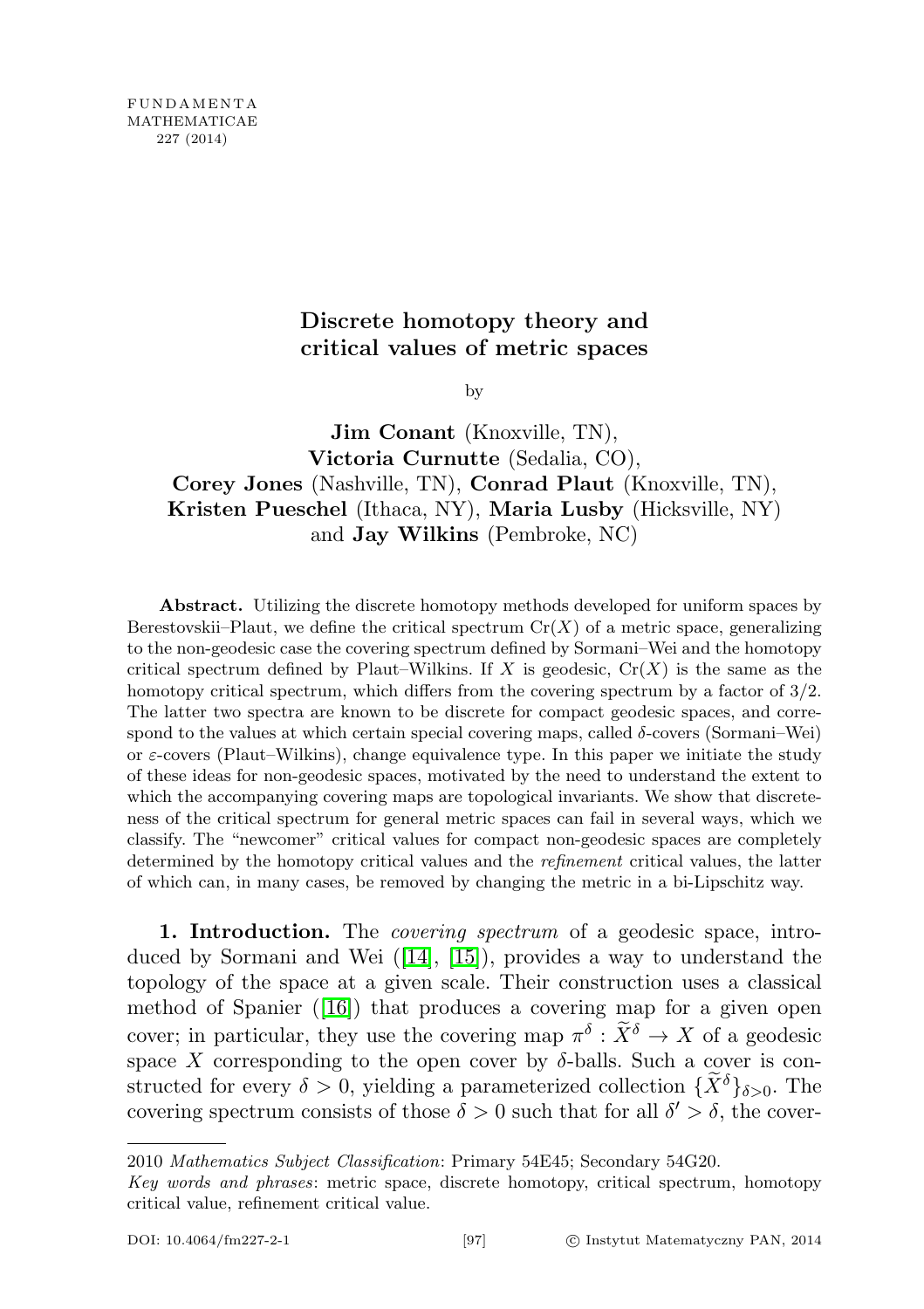FUNDAMENTA
MATHEMATICAE
227 (2014)

# Discrete homotopy theory and critical values of metric spaces

by

**Jim Conant** (Knoxville, TN),
**Victoria Curnutte** (Sedalia, CO),
**Corey Jones** (Nashville, TN), **Conrad Plaut** (Knoxville, TN),
**Kristen Pueschel** (Ithaca, NY), **Maria Lusby** (Hicksville, NY)
and **Jay Wilkins** (Pembroke, NC)

**Abstract.** Utilizing the discrete homotopy methods developed for uniform spaces by Berestovskii–Plaut, we define the critical spectrum $\mathrm{Cr}(X)$ of a metric space, generalizing to the non-geodesic case the covering spectrum defined by Sormani–Wei and the homotopy critical spectrum defined by Plaut–Wilkins. If $X$ is geodesic, $\mathrm{Cr}(X)$ is the same as the homotopy critical spectrum, which differs from the covering spectrum by a factor of $3/2$. The latter two spectra are known to be discrete for compact geodesic spaces, and correspond to the values at which certain special covering maps, called $\delta$-covers (Sormani–Wei) or $\varepsilon$-covers (Plaut–Wilkins), change equivalence type. In this paper we initiate the study of these ideas for non-geodesic spaces, motivated by the need to understand the extent to which the accompanying covering maps are topological invariants. We show that discreteness of the critical spectrum for general metric spaces can fail in several ways, which we classify. The "newcomer" critical values for compact non-geodesic spaces are completely determined by the homotopy critical values and the *refinement* critical values, the latter of which can, in many cases, be removed by changing the metric in a bi-Lipschitz way.

**1. Introduction.** The *covering spectrum* of a geodesic space, introduced by Sormani and Wei ([14], [15]), provides a way to understand the topology of the space at a given scale. Their construction uses a classical method of Spanier ([16]) that produces a covering map for a given open cover; in particular, they use the covering map $\pi^{\delta} : \widetilde{X}^{\delta} \to X$ of a geodesic space $X$ corresponding to the open cover by $\delta$-balls. Such a cover is constructed for every $\delta > 0$, yielding a parameterized collection $\{\widetilde{X}^{\delta}\}_{\delta > 0}$. The covering spectrum consists of those $\delta > 0$ such that for all $\delta' > \delta$, the cover-

---

2010 *Mathematics Subject Classification*: Primary 54E45; Secondary 54G20.

*Key words and phrases*: metric space, discrete homotopy, critical spectrum, homotopy critical value, refinement critical value.

DOI: 10.4064/fm227-2-1 © Instytut Matematyczny PAN, 2014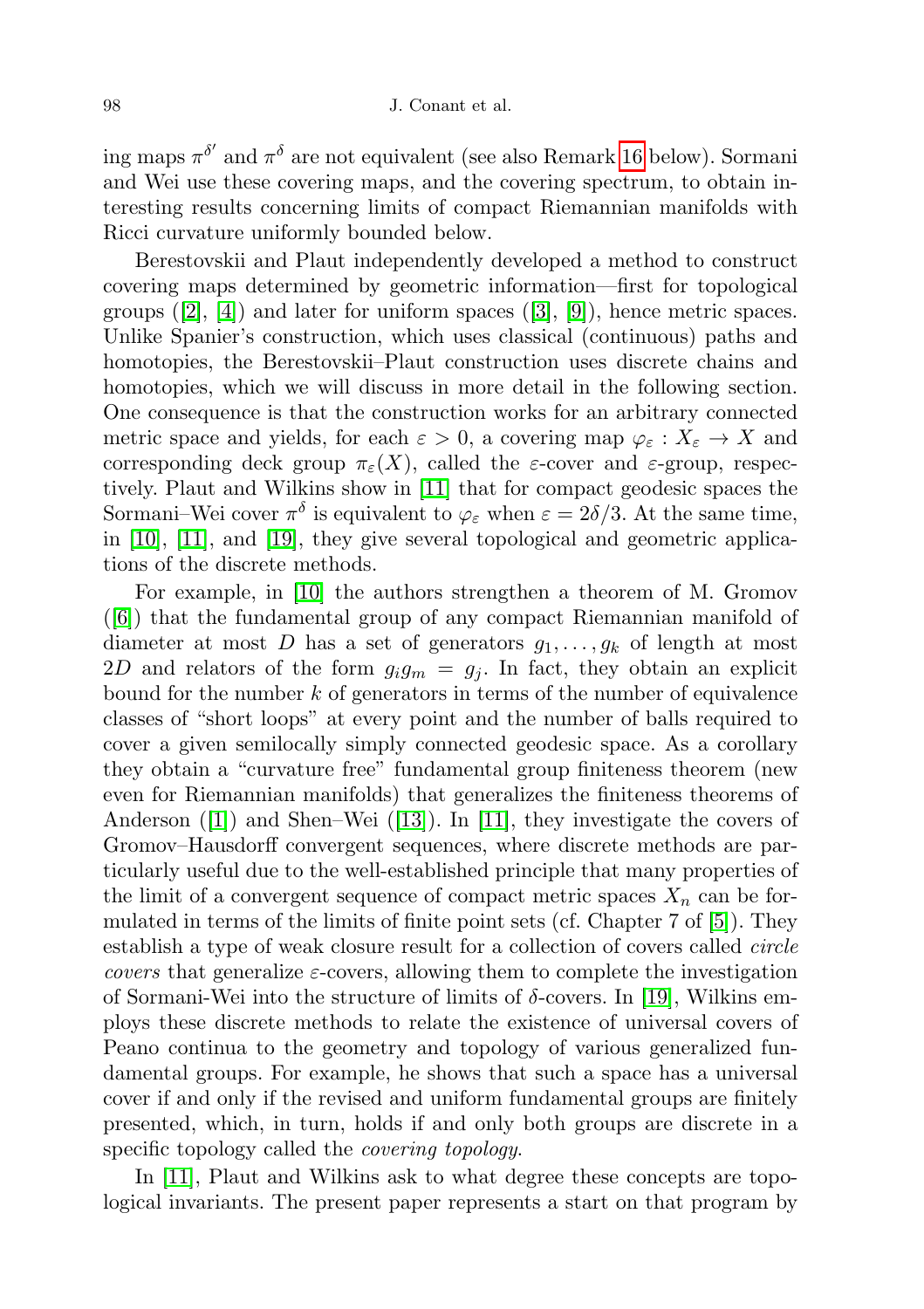ing maps $\pi^{\delta'}$ and $\pi^{\delta}$ are not equivalent (see also Remark 16 below). Sormani and Wei use these covering maps, and the covering spectrum, to obtain interesting results concerning limits of compact Riemannian manifolds with Ricci curvature uniformly bounded below.

Berestovskii and Plaut independently developed a method to construct covering maps determined by geometric information—first for topological groups ([2], [4]) and later for uniform spaces ([3], [9]), hence metric spaces. Unlike Spanier's construction, which uses classical (continuous) paths and homotopies, the Berestovskii–Plaut construction uses discrete chains and homotopies, which we will discuss in more detail in the following section. One consequence is that the construction works for an arbitrary connected metric space and yields, for each $\varepsilon > 0$, a covering map $\varphi_\varepsilon : X_\varepsilon \to X$ and corresponding deck group $\pi_\varepsilon(X)$, called the $\varepsilon$-cover and $\varepsilon$-group, respectively. Plaut and Wilkins show in [11] that for compact geodesic spaces the Sormani–Wei cover $\pi^\delta$ is equivalent to $\varphi_\varepsilon$ when $\varepsilon = 2\delta/3$. At the same time, in [10], [11], and [19], they give several topological and geometric applications of the discrete methods.

For example, in [10] the authors strengthen a theorem of M. Gromov ([6]) that the fundamental group of any compact Riemannian manifold of diameter at most $D$ has a set of generators $g_1, \ldots, g_k$ of length at most $2D$ and relators of the form $g_i g_m = g_j$. In fact, they obtain an explicit bound for the number $k$ of generators in terms of the number of equivalence classes of "short loops" at every point and the number of balls required to cover a given semilocally simply connected geodesic space. As a corollary they obtain a "curvature free" fundamental group finiteness theorem (new even for Riemannian manifolds) that generalizes the finiteness theorems of Anderson ([1]) and Shen–Wei ([13]). In [11], they investigate the covers of Gromov–Hausdorff convergent sequences, where discrete methods are particularly useful due to the well-established principle that many properties of the limit of a convergent sequence of compact metric spaces $X_n$ can be formulated in terms of the limits of finite point sets (cf. Chapter 7 of [5]). They establish a type of weak closure result for a collection of covers called *circle covers* that generalize $\varepsilon$-covers, allowing them to complete the investigation of Sormani-Wei into the structure of limits of $\delta$-covers. In [19], Wilkins employs these discrete methods to relate the existence of universal covers of Peano continua to the geometry and topology of various generalized fundamental groups. For example, he shows that such a space has a universal cover if and only if the revised and uniform fundamental groups are finitely presented, which, in turn, holds if and only both groups are discrete in a specific topology called the *covering topology*.

In [11], Plaut and Wilkins ask to what degree these concepts are topological invariants. The present paper represents a start on that program by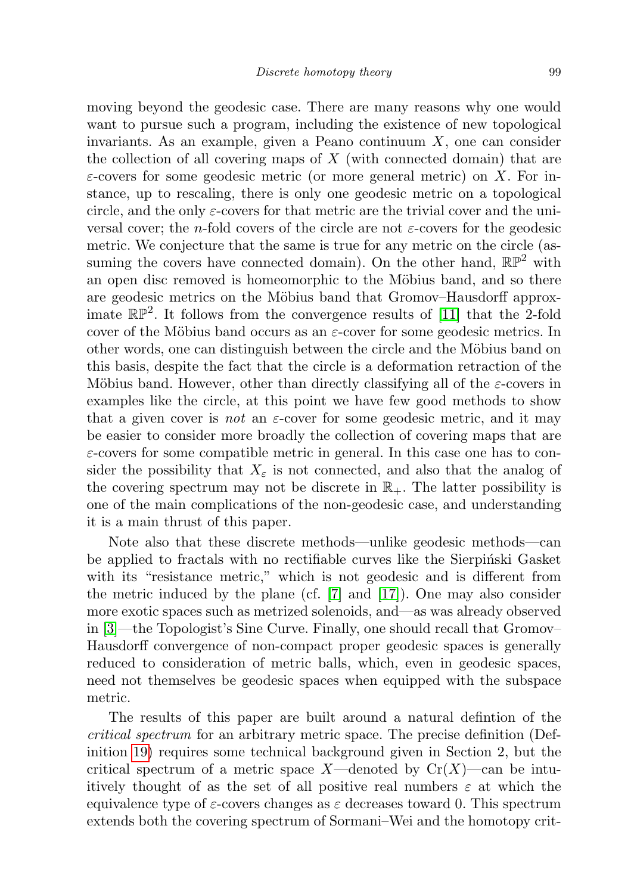moving beyond the geodesic case. There are many reasons why one would want to pursue such a program, including the existence of new topological invariants. As an example, given a Peano continuum $X$, one can consider the collection of all covering maps of $X$ (with connected domain) that are $\varepsilon$-covers for some geodesic metric (or more general metric) on $X$. For instance, up to rescaling, there is only one geodesic metric on a topological circle, and the only $\varepsilon$-covers for that metric are the trivial cover and the universal cover; the $n$-fold covers of the circle are not $\varepsilon$-covers for the geodesic metric. We conjecture that the same is true for any metric on the circle (assuming the covers have connected domain). On the other hand, $\mathbb{RP}^2$ with an open disc removed is homeomorphic to the Möbius band, and so there are geodesic metrics on the Möbius band that Gromov–Hausdorff approximate $\mathbb{RP}^2$. It follows from the convergence results of [11] that the 2-fold cover of the Möbius band occurs as an $\varepsilon$-cover for some geodesic metrics. In other words, one can distinguish between the circle and the Möbius band on this basis, despite the fact that the circle is a deformation retraction of the Möbius band. However, other than directly classifying all of the $\varepsilon$-covers in examples like the circle, at this point we have few good methods to show that a given cover is *not* an $\varepsilon$-cover for some geodesic metric, and it may be easier to consider more broadly the collection of covering maps that are $\varepsilon$-covers for some compatible metric in general. In this case one has to consider the possibility that $X_\varepsilon$ is not connected, and also that the analog of the covering spectrum may not be discrete in $\mathbb{R}_+$. The latter possibility is one of the main complications of the non-geodesic case, and understanding it is a main thrust of this paper.

Note also that these discrete methods—unlike geodesic methods—can be applied to fractals with no rectifiable curves like the Sierpiński Gasket with its "resistance metric," which is not geodesic and is different from the metric induced by the plane (cf. [7] and [17]). One may also consider more exotic spaces such as metrized solenoids, and—as was already observed in [3]—the Topologist's Sine Curve. Finally, one should recall that Gromov–Hausdorff convergence of non-compact proper geodesic spaces is generally reduced to consideration of metric balls, which, even in geodesic spaces, need not themselves be geodesic spaces when equipped with the subspace metric.

The results of this paper are built around a natural defintion of the *critical spectrum* for an arbitrary metric space. The precise definition (Definition 19) requires some technical background given in Section 2, but the critical spectrum of a metric space $X$—denoted by $\mathrm{Cr}(X)$—can be intuitively thought of as the set of all positive real numbers $\varepsilon$ at which the equivalence type of $\varepsilon$-covers changes as $\varepsilon$ decreases toward 0. This spectrum extends both the covering spectrum of Sormani–Wei and the homotopy crit-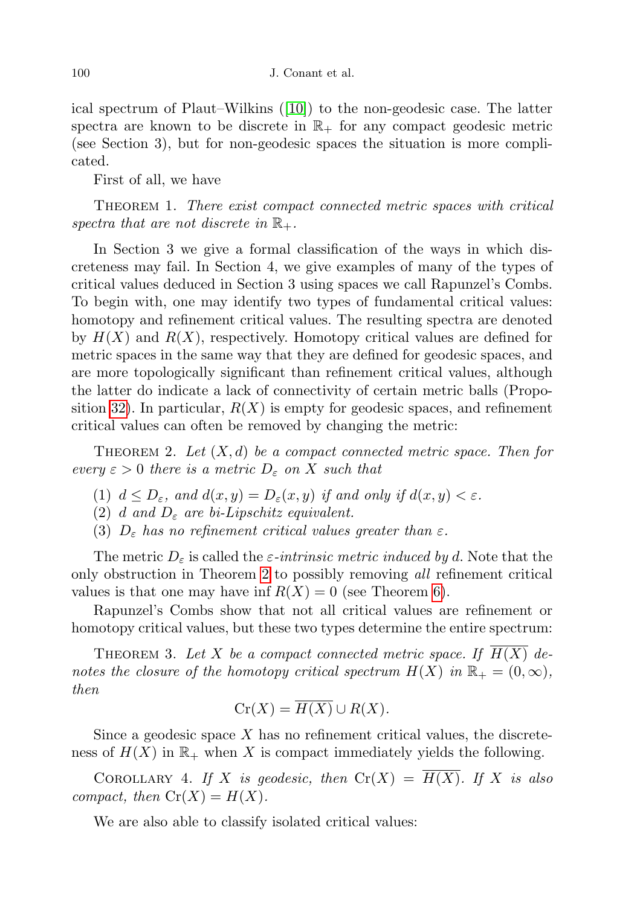ical spectrum of Plaut–Wilkins ([10]) to the non-geodesic case. The latter spectra are known to be discrete in $\mathbb{R}_+$ for any compact geodesic metric (see Section 3), but for non-geodesic spaces the situation is more complicated.

First of all, we have

Theorem 1. *There exist compact connected metric spaces with critical spectra that are not discrete in* $\mathbb{R}_+$.

In Section 3 we give a formal classification of the ways in which discreteness may fail. In Section 4, we give examples of many of the types of critical values deduced in Section 3 using spaces we call Rapunzel's Combs. To begin with, one may identify two types of fundamental critical values: homotopy and refinement critical values. The resulting spectra are denoted by $H(X)$ and $R(X)$, respectively. Homotopy critical values are defined for metric spaces in the same way that they are defined for geodesic spaces, and are more topologically significant than refinement critical values, although the latter do indicate a lack of connectivity of certain metric balls (Proposition 32). In particular, $R(X)$ is empty for geodesic spaces, and refinement critical values can often be removed by changing the metric:

Theorem 2. *Let $(X, d)$ be a compact connected metric space. Then for every $\varepsilon > 0$ there is a metric $D_\varepsilon$ on $X$ such that*

1. *$d \leq D_\varepsilon$, and $d(x, y) = D_\varepsilon(x, y)$ if and only if $d(x, y) < \varepsilon$.*
2. *$d$ and $D_\varepsilon$ are bi-Lipschitz equivalent.*
3. *$D_\varepsilon$ has no refinement critical values greater than $\varepsilon$.*

The metric $D_\varepsilon$ is called the *$\varepsilon$-intrinsic metric induced by* $d$. Note that the only obstruction in Theorem 2 to possibly removing *all* refinement critical values is that one may have $\inf R(X) = 0$ (see Theorem 6).

Rapunzel's Combs show that not all critical values are refinement or homotopy critical values, but these two types determine the entire spectrum:

Theorem 3. *Let $X$ be a compact connected metric space. If $\overline{H(X)}$ denotes the closure of the homotopy critical spectrum $H(X)$ in $\mathbb{R}_+ = (0, \infty)$, then*

$$\mathrm{Cr}(X) = \overline{H(X)} \cup R(X).$$

Since a geodesic space $X$ has no refinement critical values, the discreteness of $H(X)$ in $\mathbb{R}_+$ when $X$ is compact immediately yields the following.

Corollary 4. *If $X$ is geodesic, then $\mathrm{Cr}(X) = \overline{H(X)}$. If $X$ is also compact, then $\mathrm{Cr}(X) = H(X)$.*

We are also able to classify isolated critical values: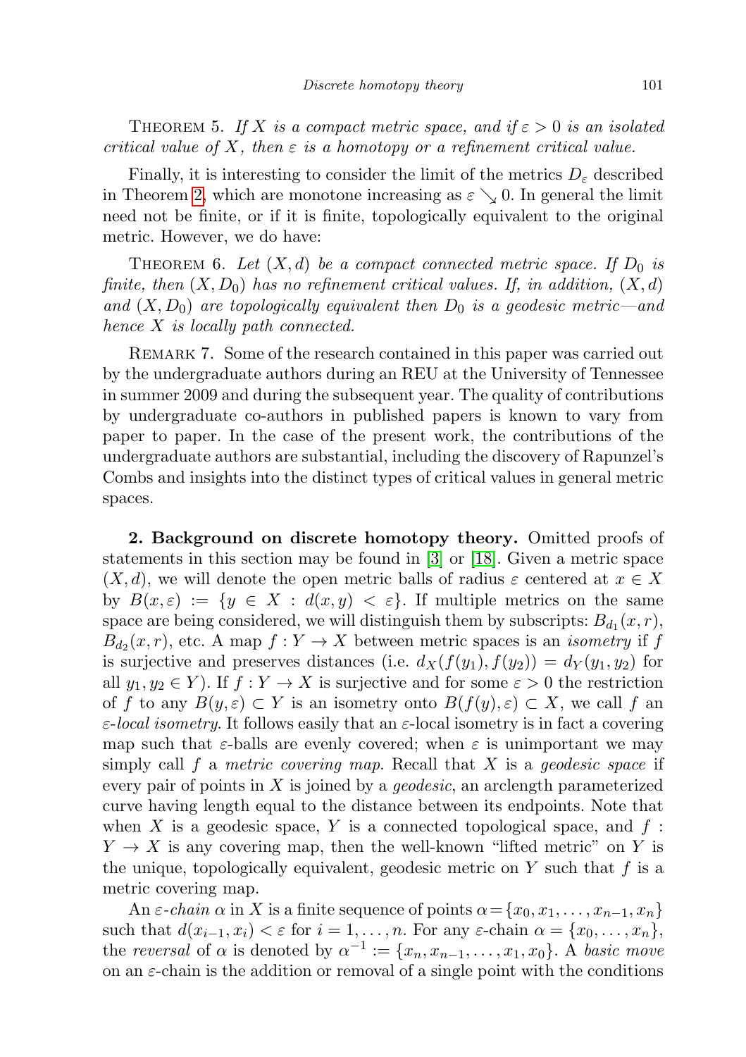THEOREM 5. *If $X$ is a compact metric space, and if $\varepsilon > 0$ is an isolated critical value of $X$, then $\varepsilon$ is a homotopy or a refinement critical value.*

Finally, it is interesting to consider the limit of the metrics $D_\varepsilon$ described in Theorem 2, which are monotone increasing as $\varepsilon \searrow 0$. In general the limit need not be finite, or if it is finite, topologically equivalent to the original metric. However, we do have:

THEOREM 6. *Let $(X, d)$ be a compact connected metric space. If $D_0$ is finite, then $(X, D_0)$ has no refinement critical values. If, in addition, $(X, d)$ and $(X, D_0)$ are topologically equivalent then $D_0$ is a geodesic metric—and hence $X$ is locally path connected.*

REMARK 7. Some of the research contained in this paper was carried out by the undergraduate authors during an REU at the University of Tennessee in summer 2009 and during the subsequent year. The quality of contributions by undergraduate co-authors in published papers is known to vary from paper to paper. In the case of the present work, the contributions of the undergraduate authors are substantial, including the discovery of Rapunzel's Combs and insights into the distinct types of critical values in general metric spaces.

**2. Background on discrete homotopy theory.** Omitted proofs of statements in this section may be found in [3] or [18]. Given a metric space $(X, d)$, we will denote the open metric balls of radius $\varepsilon$ centered at $x \in X$ by $B(x, \varepsilon) := \{y \in X : d(x, y) < \varepsilon\}$. If multiple metrics on the same space are being considered, we will distinguish them by subscripts: $B_{d_1}(x, r)$, $B_{d_2}(x, r)$, etc. A map $f : Y \to X$ between metric spaces is an *isometry* if $f$ is surjective and preserves distances (i.e. $d_X(f(y_1), f(y_2)) = d_Y(y_1, y_2)$ for all $y_1, y_2 \in Y$). If $f : Y \to X$ is surjective and for some $\varepsilon > 0$ the restriction of $f$ to any $B(y, \varepsilon) \subset Y$ is an isometry onto $B(f(y), \varepsilon) \subset X$, we call $f$ an *$\varepsilon$-local isometry*. It follows easily that an $\varepsilon$-local isometry is in fact a covering map such that $\varepsilon$-balls are evenly covered; when $\varepsilon$ is unimportant we may simply call $f$ a *metric covering map*. Recall that $X$ is a *geodesic space* if every pair of points in $X$ is joined by a *geodesic*, an arclength parameterized curve having length equal to the distance between its endpoints. Note that when $X$ is a geodesic space, $Y$ is a connected topological space, and $f : Y \to X$ is any covering map, then the well-known "lifted metric" on $Y$ is the unique, topologically equivalent, geodesic metric on $Y$ such that $f$ is a metric covering map.

An *$\varepsilon$-chain* $\alpha$ in $X$ is a finite sequence of points $\alpha = \{x_0, x_1, \ldots, x_{n-1}, x_n\}$ such that $d(x_{i-1}, x_i) < \varepsilon$ for $i = 1, \ldots, n$. For any $\varepsilon$-chain $\alpha = \{x_0, \ldots, x_n\}$, the *reversal* of $\alpha$ is denoted by $\alpha^{-1} := \{x_n, x_{n-1}, \ldots, x_1, x_0\}$. A *basic move* on an $\varepsilon$-chain is the addition or removal of a single point with the conditions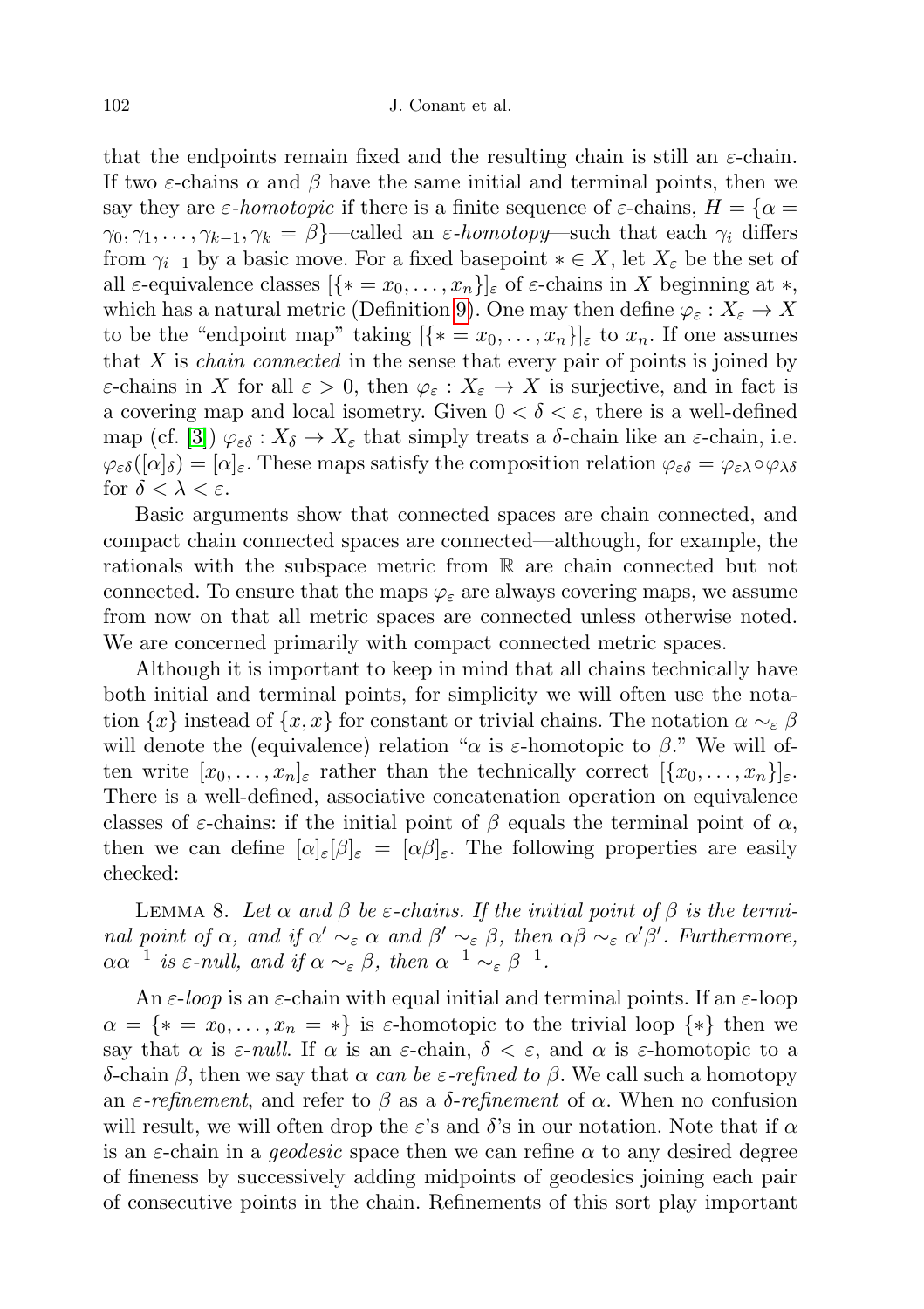that the endpoints remain fixed and the resulting chain is still an $\varepsilon$-chain. If two $\varepsilon$-chains $\alpha$ and $\beta$ have the same initial and terminal points, then we say they are *$\varepsilon$-homotopic* if there is a finite sequence of $\varepsilon$-chains, $H = \{\alpha = \gamma_0, \gamma_1, \ldots, \gamma_{k-1}, \gamma_k = \beta\}$—called an *$\varepsilon$-homotopy*—such that each $\gamma_i$ differs from $\gamma_{i-1}$ by a basic move. For a fixed basepoint $* \in X$, let $X_\varepsilon$ be the set of all $\varepsilon$-equivalence classes $[\{* = x_0, \ldots, x_n\}]_\varepsilon$ of $\varepsilon$-chains in $X$ beginning at $*$, which has a natural metric (Definition 9). One may then define $\varphi_\varepsilon : X_\varepsilon \to X$ to be the "endpoint map" taking $[\{* = x_0, \ldots, x_n\}]_\varepsilon$ to $x_n$. If one assumes that $X$ is *chain connected* in the sense that every pair of points is joined by $\varepsilon$-chains in $X$ for all $\varepsilon > 0$, then $\varphi_\varepsilon : X_\varepsilon \to X$ is surjective, and in fact is a covering map and local isometry. Given $0 < \delta < \varepsilon$, there is a well-defined map (cf. [3]) $\varphi_{\varepsilon\delta} : X_\delta \to X_\varepsilon$ that simply treats a $\delta$-chain like an $\varepsilon$-chain, i.e. $\varphi_{\varepsilon\delta}([\alpha]_\delta) = [\alpha]_\varepsilon$. These maps satisfy the composition relation $\varphi_{\varepsilon\delta} = \varphi_{\varepsilon\lambda} \circ \varphi_{\lambda\delta}$ for $\delta < \lambda < \varepsilon$.

Basic arguments show that connected spaces are chain connected, and compact chain connected spaces are connected—although, for example, the rationals with the subspace metric from $\mathbb{R}$ are chain connected but not connected. To ensure that the maps $\varphi_\varepsilon$ are always covering maps, we assume from now on that all metric spaces are connected unless otherwise noted. We are concerned primarily with compact connected metric spaces.

Although it is important to keep in mind that all chains technically have both initial and terminal points, for simplicity we will often use the notation $\{x\}$ instead of $\{x, x\}$ for constant or trivial chains. The notation $\alpha \sim_\varepsilon \beta$ will denote the (equivalence) relation "$\alpha$ is $\varepsilon$-homotopic to $\beta$." We will often write $[x_0, \ldots, x_n]_\varepsilon$ rather than the technically correct $[\{x_0, \ldots, x_n\}]_\varepsilon$. There is a well-defined, associative concatenation operation on equivalence classes of $\varepsilon$-chains: if the initial point of $\beta$ equals the terminal point of $\alpha$, then we can define $[\alpha]_\varepsilon[\beta]_\varepsilon = [\alpha\beta]_\varepsilon$. The following properties are easily checked:

Lemma 8. *Let $\alpha$ and $\beta$ be $\varepsilon$-chains. If the initial point of $\beta$ is the terminal point of $\alpha$, and if $\alpha' \sim_\varepsilon \alpha$ and $\beta' \sim_\varepsilon \beta$, then $\alpha\beta \sim_\varepsilon \alpha'\beta'$. Furthermore, $\alpha\alpha^{-1}$ is $\varepsilon$-null, and if $\alpha \sim_\varepsilon \beta$, then $\alpha^{-1} \sim_\varepsilon \beta^{-1}$.*

An *$\varepsilon$-loop* is an $\varepsilon$-chain with equal initial and terminal points. If an $\varepsilon$-loop $\alpha = \{* = x_0, \ldots, x_n = *\}$ is $\varepsilon$-homotopic to the trivial loop $\{*\}$ then we say that $\alpha$ is *$\varepsilon$-null*. If $\alpha$ is an $\varepsilon$-chain, $\delta < \varepsilon$, and $\alpha$ is $\varepsilon$-homotopic to a $\delta$-chain $\beta$, then we say that $\alpha$ *can be $\varepsilon$-refined to* $\beta$. We call such a homotopy an *$\varepsilon$-refinement*, and refer to $\beta$ as a *$\delta$-refinement* of $\alpha$. When no confusion will result, we will often drop the $\varepsilon$'s and $\delta$'s in our notation. Note that if $\alpha$ is an $\varepsilon$-chain in a *geodesic* space then we can refine $\alpha$ to any desired degree of fineness by successively adding midpoints of geodesics joining each pair of consecutive points in the chain. Refinements of this sort play important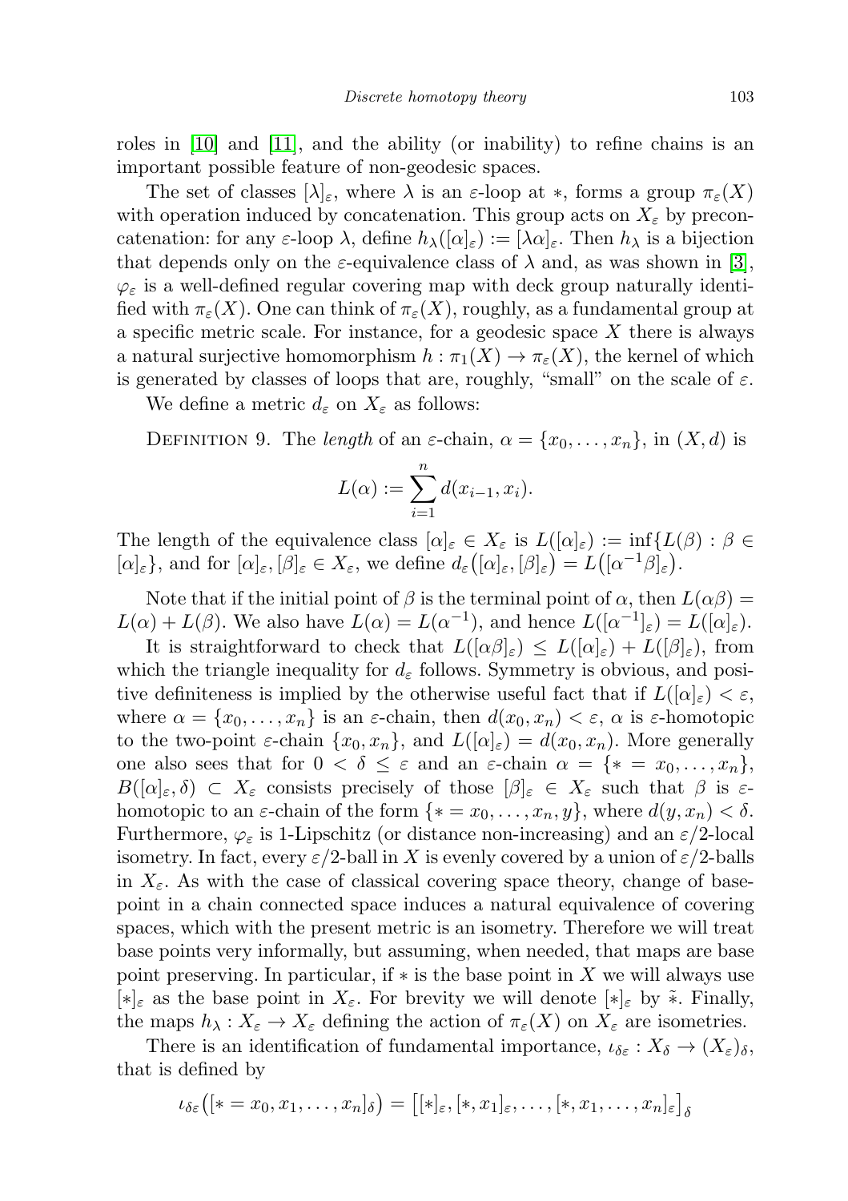roles in [10] and [11], and the ability (or inability) to refine chains is an important possible feature of non-geodesic spaces.

The set of classes $[\lambda]_\varepsilon$, where $\lambda$ is an $\varepsilon$-loop at $*$, forms a group $\pi_\varepsilon(X)$ with operation induced by concatenation. This group acts on $X_\varepsilon$ by preconcatenation: for any $\varepsilon$-loop $\lambda$, define $h_\lambda([\alpha]_\varepsilon) := [\lambda\alpha]_\varepsilon$. Then $h_\lambda$ is a bijection that depends only on the $\varepsilon$-equivalence class of $\lambda$ and, as was shown in [3], $\varphi_\varepsilon$ is a well-defined regular covering map with deck group naturally identified with $\pi_\varepsilon(X)$. One can think of $\pi_\varepsilon(X)$, roughly, as a fundamental group at a specific metric scale. For instance, for a geodesic space $X$ there is always a natural surjective homomorphism $h : \pi_1(X) \to \pi_\varepsilon(X)$, the kernel of which is generated by classes of loops that are, roughly, "small" on the scale of $\varepsilon$.

We define a metric $d_\varepsilon$ on $X_\varepsilon$ as follows:

Definition 9. The *length* of an $\varepsilon$-chain, $\alpha = \{x_0, \dots, x_n\}$, in $(X, d)$ is

$$L(\alpha) := \sum_{i=1}^{n} d(x_{i-1}, x_i).$$

The length of the equivalence class $[\alpha]_\varepsilon \in X_\varepsilon$ is $L([\alpha]_\varepsilon) := \inf\{L(\beta) : \beta \in [\alpha]_\varepsilon\}$, and for $[\alpha]_\varepsilon, [\beta]_\varepsilon \in X_\varepsilon$, we define $d_\varepsilon\big([\alpha]_\varepsilon, [\beta]_\varepsilon\big) = L\big([\alpha^{-1}\beta]_\varepsilon\big)$.

Note that if the initial point of $\beta$ is the terminal point of $\alpha$, then $L(\alpha\beta) = L(\alpha) + L(\beta)$. We also have $L(\alpha) = L(\alpha^{-1})$, and hence $L([\alpha^{-1}]_\varepsilon) = L([\alpha]_\varepsilon)$.

It is straightforward to check that $L([\alpha\beta]_\varepsilon) \leq L([\alpha]_\varepsilon) + L([\beta]_\varepsilon)$, from which the triangle inequality for $d_\varepsilon$ follows. Symmetry is obvious, and positive definiteness is implied by the otherwise useful fact that if $L([\alpha]_\varepsilon) < \varepsilon$, where $\alpha = \{x_0, \dots, x_n\}$ is an $\varepsilon$-chain, then $d(x_0, x_n) < \varepsilon$, $\alpha$ is $\varepsilon$-homotopic to the two-point $\varepsilon$-chain $\{x_0, x_n\}$, and $L([\alpha]_\varepsilon) = d(x_0, x_n)$. More generally one also sees that for $0 < \delta \leq \varepsilon$ and an $\varepsilon$-chain $\alpha = \{* = x_0, \dots, x_n\}$, $B([\alpha]_\varepsilon, \delta) \subset X_\varepsilon$ consists precisely of those $[\beta]_\varepsilon \in X_\varepsilon$ such that $\beta$ is $\varepsilon$-homotopic to an $\varepsilon$-chain of the form $\{* = x_0, \dots, x_n, y\}$, where $d(y, x_n) < \delta$. Furthermore, $\varphi_\varepsilon$ is 1-Lipschitz (or distance non-increasing) and an $\varepsilon/2$-local isometry. In fact, every $\varepsilon/2$-ball in $X$ is evenly covered by a union of $\varepsilon/2$-balls in $X_\varepsilon$. As with the case of classical covering space theory, change of basepoint in a chain connected space induces a natural equivalence of covering spaces, which with the present metric is an isometry. Therefore we will treat base points very informally, but assuming, when needed, that maps are base point preserving. In particular, if $*$ is the base point in $X$ we will always use $[*]_\varepsilon$ as the base point in $X_\varepsilon$. For brevity we will denote $[*]_\varepsilon$ by $\tilde{*}$. Finally, the maps $h_\lambda : X_\varepsilon \to X_\varepsilon$ defining the action of $\pi_\varepsilon(X)$ on $X_\varepsilon$ are isometries.

There is an identification of fundamental importance, $\iota_{\delta\varepsilon} : X_\delta \to (X_\varepsilon)_\delta$, that is defined by

$$\iota_{\delta\varepsilon}\big([* = x_0, x_1, \dots, x_n]_\delta\big) = \big[[*]_\varepsilon, [*, x_1]_\varepsilon, \dots, [*, x_1, \dots, x_n]_\varepsilon\big]_\delta$$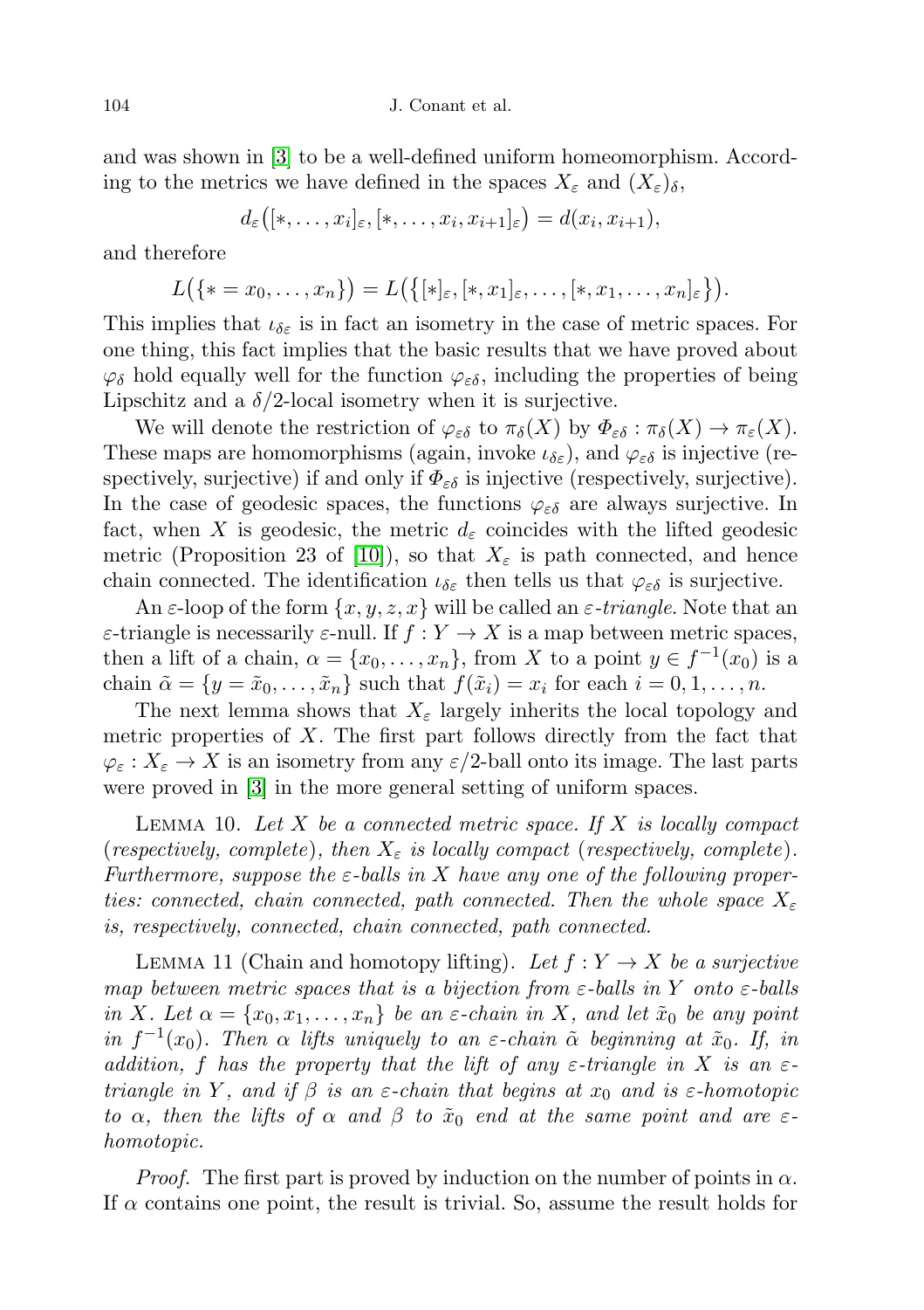and was shown in [3] to be a well-defined uniform homeomorphism. According to the metrics we have defined in the spaces $X_\varepsilon$ and $(X_\varepsilon)_\delta$,

$$d_\varepsilon\big([*,\dots,x_i]_\varepsilon,[*,\dots,x_i,x_{i+1}]_\varepsilon\big)=d(x_i,x_{i+1}),$$

and therefore

$$L\big(\{*=x_0,\dots,x_n\}\big)=L\big(\big\{[*]_\varepsilon,[*,x_1]_\varepsilon,\dots,[*,x_1,\dots,x_n]_\varepsilon\big\}\big).$$

This implies that $\iota_{\delta\varepsilon}$ is in fact an isometry in the case of metric spaces. For one thing, this fact implies that the basic results that we have proved about $\varphi_\delta$ hold equally well for the function $\varphi_{\varepsilon\delta}$, including the properties of being Lipschitz and a $\delta/2$-local isometry when it is surjective.

We will denote the restriction of $\varphi_{\varepsilon\delta}$ to $\pi_\delta(X)$ by $\Phi_{\varepsilon\delta}:\pi_\delta(X)\to\pi_\varepsilon(X)$. These maps are homomorphisms (again, invoke $\iota_{\delta\varepsilon}$), and $\varphi_{\varepsilon\delta}$ is injective (respectively, surjective) if and only if $\Phi_{\varepsilon\delta}$ is injective (respectively, surjective). In the case of geodesic spaces, the functions $\varphi_{\varepsilon\delta}$ are always surjective. In fact, when $X$ is geodesic, the metric $d_\varepsilon$ coincides with the lifted geodesic metric (Proposition 23 of [10]), so that $X_\varepsilon$ is path connected, and hence chain connected. The identification $\iota_{\delta\varepsilon}$ then tells us that $\varphi_{\varepsilon\delta}$ is surjective.

An $\varepsilon$-loop of the form $\{x,y,z,x\}$ will be called an *$\varepsilon$-triangle*. Note that an $\varepsilon$-triangle is necessarily $\varepsilon$-null. If $f:Y\to X$ is a map between metric spaces, then a lift of a chain, $\alpha=\{x_0,\dots,x_n\}$, from $X$ to a point $y\in f^{-1}(x_0)$ is a chain $\tilde{\alpha}=\{y=\tilde{x}_0,\dots,\tilde{x}_n\}$ such that $f(\tilde{x}_i)=x_i$ for each $i=0,1,\dots,n$.

The next lemma shows that $X_\varepsilon$ largely inherits the local topology and metric properties of $X$. The first part follows directly from the fact that $\varphi_\varepsilon:X_\varepsilon\to X$ is an isometry from any $\varepsilon/2$-ball onto its image. The last parts were proved in [3] in the more general setting of uniform spaces.

LEMMA 10. *Let $X$ be a connected metric space. If $X$ is locally compact* (*respectively, complete*), *then $X_\varepsilon$ is locally compact* (*respectively, complete*). *Furthermore, suppose the $\varepsilon$-balls in $X$ have any one of the following properties: connected, chain connected, path connected. Then the whole space $X_\varepsilon$ is, respectively, connected, chain connected, path connected.*

LEMMA 11 (Chain and homotopy lifting). *Let $f:Y\to X$ be a surjective map between metric spaces that is a bijection from $\varepsilon$-balls in $Y$ onto $\varepsilon$-balls in $X$. Let $\alpha=\{x_0,x_1,\dots,x_n\}$ be an $\varepsilon$-chain in $X$, and let $\tilde{x}_0$ be any point in $f^{-1}(x_0)$. Then $\alpha$ lifts uniquely to an $\varepsilon$-chain $\tilde{\alpha}$ beginning at $\tilde{x}_0$. If, in addition, $f$ has the property that the lift of any $\varepsilon$-triangle in $X$ is an $\varepsilon$-triangle in $Y$, and if $\beta$ is an $\varepsilon$-chain that begins at $x_0$ and is $\varepsilon$-homotopic to $\alpha$, then the lifts of $\alpha$ and $\beta$ to $\tilde{x}_0$ end at the same point and are $\varepsilon$-homotopic.*

*Proof.* The first part is proved by induction on the number of points in $\alpha$. If $\alpha$ contains one point, the result is trivial. So, assume the result holds for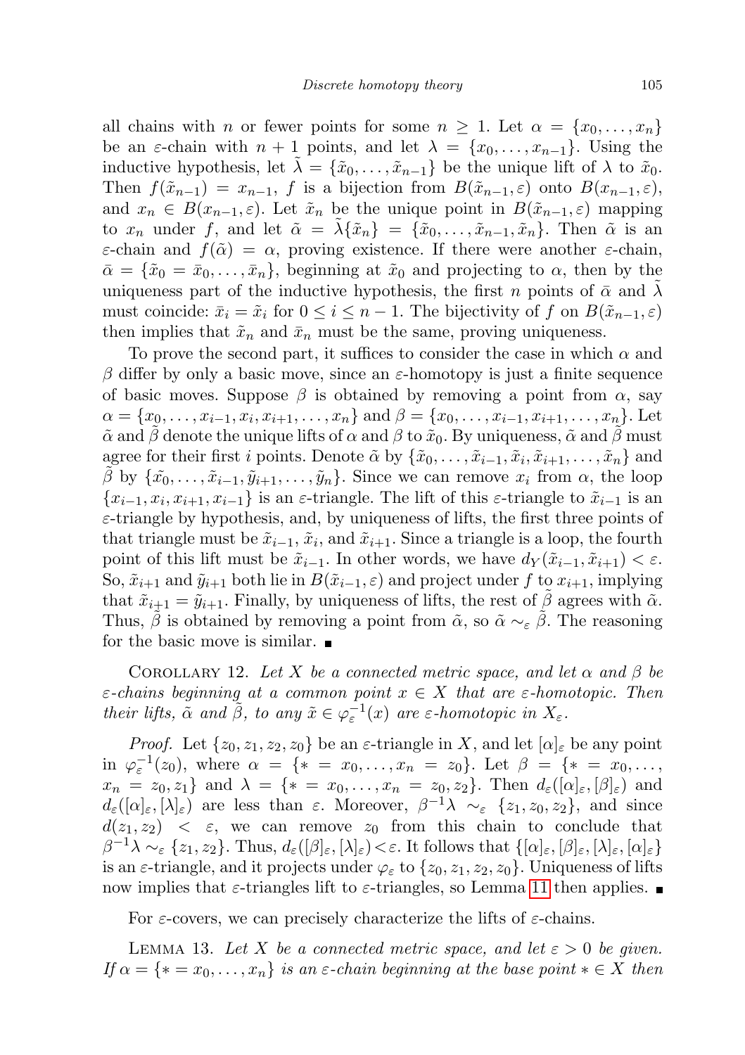all chains with $n$ or fewer points for some $n \geq 1$. Let $\alpha = \{x_0, \dots, x_n\}$ be an $\varepsilon$-chain with $n+1$ points, and let $\lambda = \{x_0, \dots, x_{n-1}\}$. Using the inductive hypothesis, let $\tilde{\lambda} = \{\tilde{x}_0, \dots, \tilde{x}_{n-1}\}$ be the unique lift of $\lambda$ to $\tilde{x}_0$. Then $f(\tilde{x}_{n-1}) = x_{n-1}$, $f$ is a bijection from $B(\tilde{x}_{n-1}, \varepsilon)$ onto $B(x_{n-1}, \varepsilon)$, and $x_n \in B(x_{n-1}, \varepsilon)$. Let $\tilde{x}_n$ be the unique point in $B(\tilde{x}_{n-1}, \varepsilon)$ mapping to $x_n$ under $f$, and let $\tilde{\alpha} = \tilde{\lambda}\{\tilde{x}_n\} = \{\tilde{x}_0, \dots, \tilde{x}_{n-1}, \tilde{x}_n\}$. Then $\tilde{\alpha}$ is an $\varepsilon$-chain and $f(\tilde{\alpha}) = \alpha$, proving existence. If there were another $\varepsilon$-chain, $\bar{\alpha} = \{\tilde{x}_0 = \bar{x}_0, \dots, \bar{x}_n\}$, beginning at $\tilde{x}_0$ and projecting to $\alpha$, then by the uniqueness part of the inductive hypothesis, the first $n$ points of $\bar{\alpha}$ and $\tilde{\lambda}$ must coincide: $\bar{x}_i = \tilde{x}_i$ for $0 \leq i \leq n-1$. The bijectivity of $f$ on $B(\tilde{x}_{n-1}, \varepsilon)$ then implies that $\tilde{x}_n$ and $\bar{x}_n$ must be the same, proving uniqueness.

To prove the second part, it suffices to consider the case in which $\alpha$ and $\beta$ differ by only a basic move, since an $\varepsilon$-homotopy is just a finite sequence of basic moves. Suppose $\beta$ is obtained by removing a point from $\alpha$, say $\alpha = \{x_0, \dots, x_{i-1}, x_i, x_{i+1}, \dots, x_n\}$ and $\beta = \{x_0, \dots, x_{i-1}, x_{i+1}, \dots, x_n\}$. Let $\tilde{\alpha}$ and $\tilde{\beta}$ denote the unique lifts of $\alpha$ and $\beta$ to $\tilde{x}_0$. By uniqueness, $\tilde{\alpha}$ and $\tilde{\beta}$ must agree for their first $i$ points. Denote $\tilde{\alpha}$ by $\{\tilde{x}_0, \dots, \tilde{x}_{i-1}, \tilde{x}_i, \tilde{x}_{i+1}, \dots, \tilde{x}_n\}$ and $\tilde{\beta}$ by $\{\tilde{x_0}, \dots, \tilde{x}_{i-1}, \tilde{y}_{i+1}, \dots, \tilde{y}_n\}$. Since we can remove $x_i$ from $\alpha$, the loop $\{x_{i-1}, x_i, x_{i+1}, x_{i-1}\}$ is an $\varepsilon$-triangle. The lift of this $\varepsilon$-triangle to $\tilde{x}_{i-1}$ is an $\varepsilon$-triangle by hypothesis, and, by uniqueness of lifts, the first three points of that triangle must be $\tilde{x}_{i-1}$, $\tilde{x}_i$, and $\tilde{x}_{i+1}$. Since a triangle is a loop, the fourth point of this lift must be $\tilde{x}_{i-1}$. In other words, we have $d_Y(\tilde{x}_{i-1}, \tilde{x}_{i+1}) < \varepsilon$. So, $\tilde{x}_{i+1}$ and $\tilde{y}_{i+1}$ both lie in $B(\tilde{x}_{i-1}, \varepsilon)$ and project under $f$ to $x_{i+1}$, implying that $\tilde{x}_{i+1} = \tilde{y}_{i+1}$. Finally, by uniqueness of lifts, the rest of $\tilde{\beta}$ agrees with $\tilde{\alpha}$. Thus, $\tilde{\beta}$ is obtained by removing a point from $\tilde{\alpha}$, so $\tilde{\alpha} \sim_\varepsilon \tilde{\beta}$. The reasoning for the basic move is similar. ∎

Corollary 12. *Let $X$ be a connected metric space, and let $\alpha$ and $\beta$ be $\varepsilon$-chains beginning at a common point $x \in X$ that are $\varepsilon$-homotopic. Then their lifts, $\tilde{\alpha}$ and $\tilde{\beta}$, to any $\tilde{x} \in \varphi_\varepsilon^{-1}(x)$ are $\varepsilon$-homotopic in $X_\varepsilon$.*

*Proof.* Let $\{z_0, z_1, z_2, z_0\}$ be an $\varepsilon$-triangle in $X$, and let $[\alpha]_\varepsilon$ be any point in $\varphi_\varepsilon^{-1}(z_0)$, where $\alpha = \{* = x_0, \dots, x_n = z_0\}$. Let $\beta = \{* = x_0, \dots, x_n = z_0, z_1\}$ and $\lambda = \{* = x_0, \dots, x_n = z_0, z_2\}$. Then $d_\varepsilon([\alpha]_\varepsilon, [\beta]_\varepsilon)$ and $d_\varepsilon([\alpha]_\varepsilon, [\lambda]_\varepsilon)$ are less than $\varepsilon$. Moreover, $\beta^{-1}\lambda \sim_\varepsilon \{z_1, z_0, z_2\}$, and since $d(z_1, z_2) < \varepsilon$, we can remove $z_0$ from this chain to conclude that $\beta^{-1}\lambda \sim_\varepsilon \{z_1, z_2\}$. Thus, $d_\varepsilon([\beta]_\varepsilon, [\lambda]_\varepsilon) < \varepsilon$. It follows that $\{[\alpha]_\varepsilon, [\beta]_\varepsilon, [\lambda]_\varepsilon, [\alpha]_\varepsilon\}$ is an $\varepsilon$-triangle, and it projects under $\varphi_\varepsilon$ to $\{z_0, z_1, z_2, z_0\}$. Uniqueness of lifts now implies that $\varepsilon$-triangles lift to $\varepsilon$-triangles, so Lemma 11 then applies. ∎

For $\varepsilon$-covers, we can precisely characterize the lifts of $\varepsilon$-chains.

Lemma 13. *Let $X$ be a connected metric space, and let $\varepsilon > 0$ be given. If $\alpha = \{* = x_0, \dots, x_n\}$ is an $\varepsilon$-chain beginning at the base point $* \in X$ then*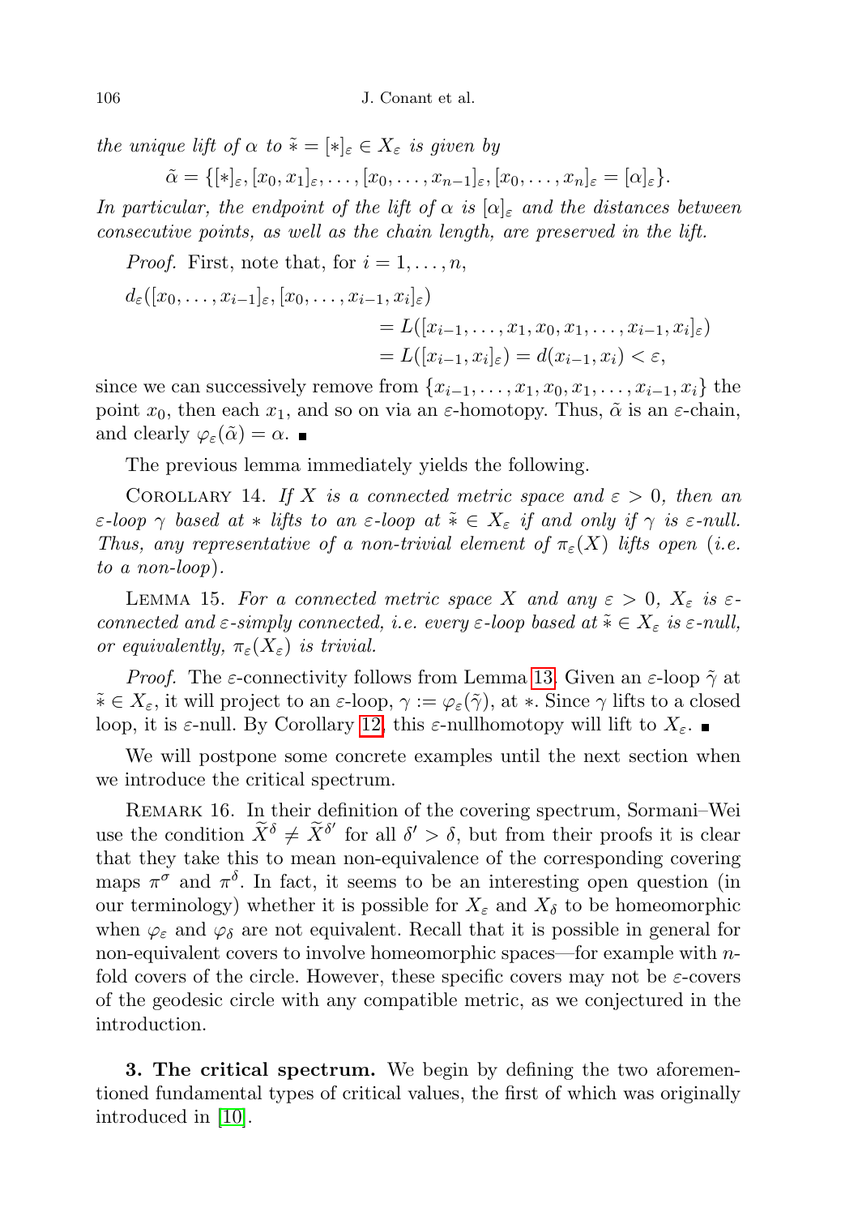*the unique lift of $\alpha$ to $\tilde{*} = [*]_\varepsilon \in X_\varepsilon$ is given by*

$$\tilde{\alpha} = \{[*]_\varepsilon, [x_0, x_1]_\varepsilon, \ldots, [x_0, \ldots, x_{n-1}]_\varepsilon, [x_0, \ldots, x_n]_\varepsilon = [\alpha]_\varepsilon\}.$$

*In particular, the endpoint of the lift of $\alpha$ is $[\alpha]_\varepsilon$ and the distances between consecutive points, as well as the chain length, are preserved in the lift.*

*Proof.* First, note that, for $i = 1, \ldots, n$,

$$\begin{aligned} d_\varepsilon([x_0, \ldots, x_{i-1}]_\varepsilon, [x_0, \ldots, x_{i-1}, x_i]_\varepsilon) \\ &= L([x_{i-1}, \ldots, x_1, x_0, x_1, \ldots, x_{i-1}, x_i]_\varepsilon) \\ &= L([x_{i-1}, x_i]_\varepsilon) = d(x_{i-1}, x_i) < \varepsilon, \end{aligned}$$

since we can successively remove from $\{x_{i-1}, \ldots, x_1, x_0, x_1, \ldots, x_{i-1}, x_i\}$ the point $x_0$, then each $x_1$, and so on via an $\varepsilon$-homotopy. Thus, $\tilde{\alpha}$ is an $\varepsilon$-chain, and clearly $\varphi_\varepsilon(\tilde{\alpha}) = \alpha$. ∎

The previous lemma immediately yields the following.

Corollary 14. *If $X$ is a connected metric space and $\varepsilon > 0$, then an $\varepsilon$-loop $\gamma$ based at $*$ lifts to an $\varepsilon$-loop at $\tilde{*} \in X_\varepsilon$ if and only if $\gamma$ is $\varepsilon$-null. Thus, any representative of a non-trivial element of $\pi_\varepsilon(X)$ lifts open (i.e. to a non-loop).*

Lemma 15. *For a connected metric space $X$ and any $\varepsilon > 0$, $X_\varepsilon$ is $\varepsilon$-connected and $\varepsilon$-simply connected, i.e. every $\varepsilon$-loop based at $\tilde{*} \in X_\varepsilon$ is $\varepsilon$-null, or equivalently, $\pi_\varepsilon(X_\varepsilon)$ is trivial.*

*Proof.* The $\varepsilon$-connectivity follows from Lemma 13. Given an $\varepsilon$-loop $\tilde{\gamma}$ at $\tilde{*} \in X_\varepsilon$, it will project to an $\varepsilon$-loop, $\gamma := \varphi_\varepsilon(\tilde{\gamma})$, at $*$. Since $\gamma$ lifts to a closed loop, it is $\varepsilon$-null. By Corollary 12, this $\varepsilon$-nullhomotopy will lift to $X_\varepsilon$. ∎

We will postpone some concrete examples until the next section when we introduce the critical spectrum.

Remark 16. In their definition of the covering spectrum, Sormani–Wei use the condition $\widetilde{X}^\delta \neq \widetilde{X}^{\delta'}$ for all $\delta' > \delta$, but from their proofs it is clear that they take this to mean non-equivalence of the corresponding covering maps $\pi^\sigma$ and $\pi^\delta$. In fact, it seems to be an interesting open question (in our terminology) whether it is possible for $X_\varepsilon$ and $X_\delta$ to be homeomorphic when $\varphi_\varepsilon$ and $\varphi_\delta$ are not equivalent. Recall that it is possible in general for non-equivalent covers to involve homeomorphic spaces—for example with $n$-fold covers of the circle. However, these specific covers may not be $\varepsilon$-covers of the geodesic circle with any compatible metric, as we conjectured in the introduction.

## 3. The critical spectrum.

We begin by defining the two aforementioned fundamental types of critical values, the first of which was originally introduced in [10].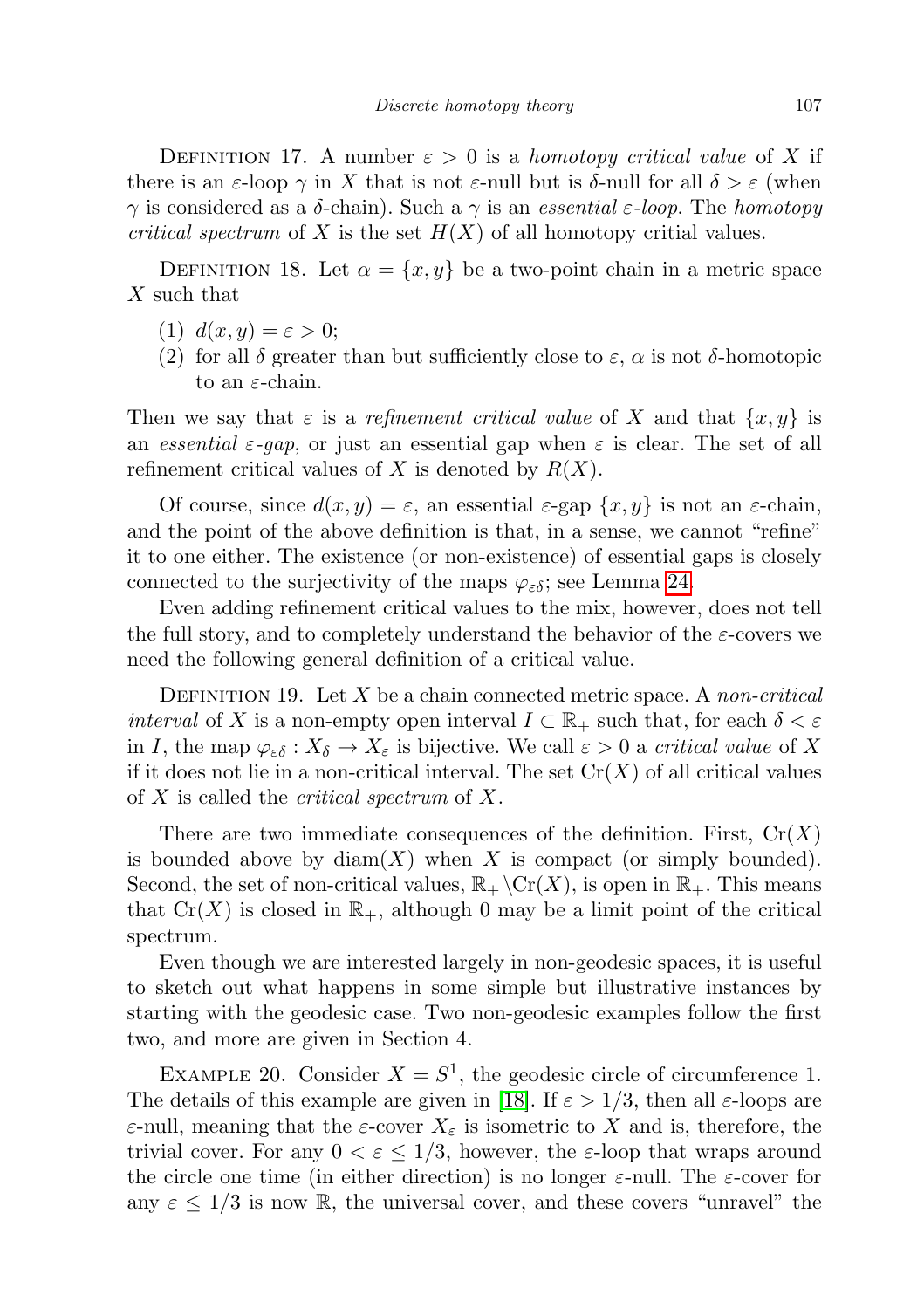Definition 17. A number $\varepsilon > 0$ is a *homotopy critical value* of $X$ if there is an $\varepsilon$-loop $\gamma$ in $X$ that is not $\varepsilon$-null but is $\delta$-null for all $\delta > \varepsilon$ (when $\gamma$ is considered as a $\delta$-chain). Such a $\gamma$ is an *essential $\varepsilon$-loop*. The *homotopy critical spectrum* of $X$ is the set $H(X)$ of all homotopy critial values.

Definition 18. Let $\alpha = \{x, y\}$ be a two-point chain in a metric space $X$ such that

(1) $d(x, y) = \varepsilon > 0$;
(2) for all $\delta$ greater than but sufficiently close to $\varepsilon$, $\alpha$ is not $\delta$-homotopic to an $\varepsilon$-chain.

Then we say that $\varepsilon$ is a *refinement critical value* of $X$ and that $\{x, y\}$ is an *essential $\varepsilon$-gap*, or just an essential gap when $\varepsilon$ is clear. The set of all refinement critical values of $X$ is denoted by $R(X)$.

Of course, since $d(x, y) = \varepsilon$, an essential $\varepsilon$-gap $\{x, y\}$ is not an $\varepsilon$-chain, and the point of the above definition is that, in a sense, we cannot "refine" it to one either. The existence (or non-existence) of essential gaps is closely connected to the surjectivity of the maps $\varphi_{\varepsilon\delta}$; see Lemma 24.

Even adding refinement critical values to the mix, however, does not tell the full story, and to completely understand the behavior of the $\varepsilon$-covers we need the following general definition of a critical value.

Definition 19. Let $X$ be a chain connected metric space. A *non-critical interval* of $X$ is a non-empty open interval $I \subset \mathbb{R}_+$ such that, for each $\delta < \varepsilon$ in $I$, the map $\varphi_{\varepsilon\delta} : X_\delta \to X_\varepsilon$ is bijective. We call $\varepsilon > 0$ a *critical value* of $X$ if it does not lie in a non-critical interval. The set $\mathrm{Cr}(X)$ of all critical values of $X$ is called the *critical spectrum* of $X$.

There are two immediate consequences of the definition. First, $\mathrm{Cr}(X)$ is bounded above by $\mathrm{diam}(X)$ when $X$ is compact (or simply bounded). Second, the set of non-critical values, $\mathbb{R}_+ \backslash \mathrm{Cr}(X)$, is open in $\mathbb{R}_+$. This means that $\mathrm{Cr}(X)$ is closed in $\mathbb{R}_+$, although 0 may be a limit point of the critical spectrum.

Even though we are interested largely in non-geodesic spaces, it is useful to sketch out what happens in some simple but illustrative instances by starting with the geodesic case. Two non-geodesic examples follow the first two, and more are given in Section 4.

Example 20. Consider $X = S^1$, the geodesic circle of circumference 1. The details of this example are given in [18]. If $\varepsilon > 1/3$, then all $\varepsilon$-loops are $\varepsilon$-null, meaning that the $\varepsilon$-cover $X_\varepsilon$ is isometric to $X$ and is, therefore, the trivial cover. For any $0 < \varepsilon \leq 1/3$, however, the $\varepsilon$-loop that wraps around the circle one time (in either direction) is no longer $\varepsilon$-null. The $\varepsilon$-cover for any $\varepsilon \leq 1/3$ is now $\mathbb{R}$, the universal cover, and these covers "unravel" the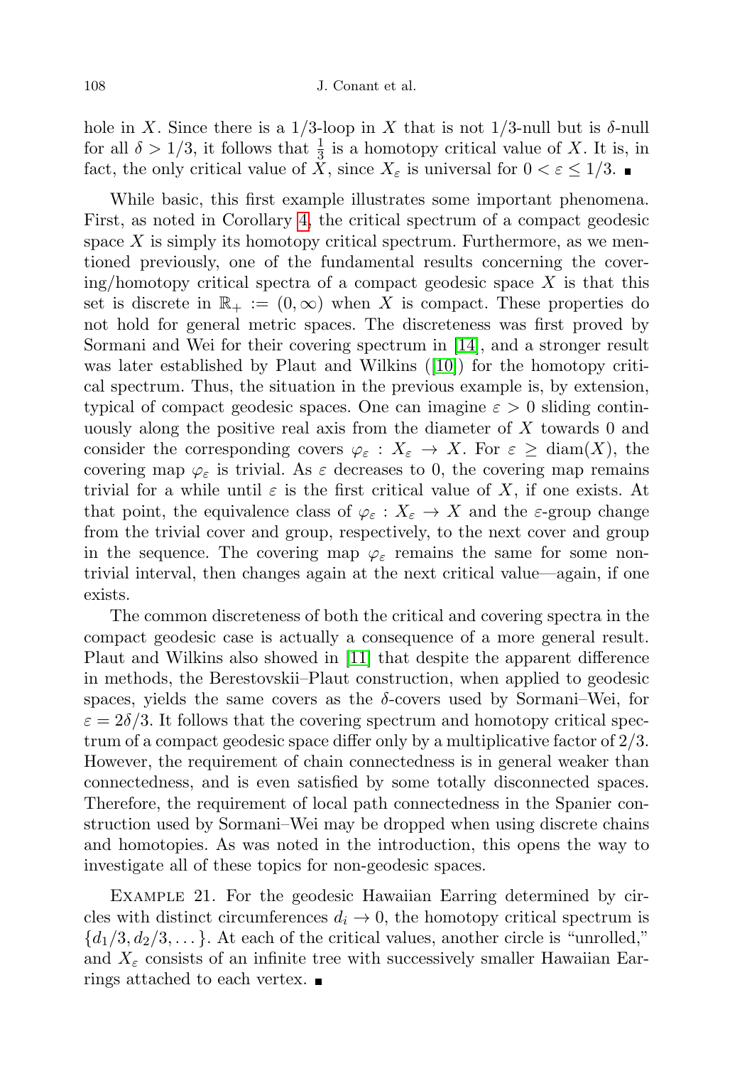hole in $X$. Since there is a $1/3$-loop in $X$ that is not $1/3$-null but is $\delta$-null for all $\delta > 1/3$, it follows that $\frac{1}{3}$ is a homotopy critical value of $X$. It is, in fact, the only critical value of $X$, since $X_\varepsilon$ is universal for $0 < \varepsilon \leq 1/3$. ∎

While basic, this first example illustrates some important phenomena. First, as noted in Corollary 4, the critical spectrum of a compact geodesic space $X$ is simply its homotopy critical spectrum. Furthermore, as we mentioned previously, one of the fundamental results concerning the covering/homotopy critical spectra of a compact geodesic space $X$ is that this set is discrete in $\mathbb{R}_+ := (0, \infty)$ when $X$ is compact. These properties do not hold for general metric spaces. The discreteness was first proved by Sormani and Wei for their covering spectrum in [14], and a stronger result was later established by Plaut and Wilkins ([10]) for the homotopy critical spectrum. Thus, the situation in the previous example is, by extension, typical of compact geodesic spaces. One can imagine $\varepsilon > 0$ sliding continuously along the positive real axis from the diameter of $X$ towards 0 and consider the corresponding covers $\varphi_\varepsilon : X_\varepsilon \to X$. For $\varepsilon \geq \operatorname{diam}(X)$, the covering map $\varphi_\varepsilon$ is trivial. As $\varepsilon$ decreases to 0, the covering map remains trivial for a while until $\varepsilon$ is the first critical value of $X$, if one exists. At that point, the equivalence class of $\varphi_\varepsilon : X_\varepsilon \to X$ and the $\varepsilon$-group change from the trivial cover and group, respectively, to the next cover and group in the sequence. The covering map $\varphi_\varepsilon$ remains the same for some nontrivial interval, then changes again at the next critical value—again, if one exists.

The common discreteness of both the critical and covering spectra in the compact geodesic case is actually a consequence of a more general result. Plaut and Wilkins also showed in [11] that despite the apparent difference in methods, the Berestovskii–Plaut construction, when applied to geodesic spaces, yields the same covers as the $\delta$-covers used by Sormani–Wei, for $\varepsilon = 2\delta/3$. It follows that the covering spectrum and homotopy critical spectrum of a compact geodesic space differ only by a multiplicative factor of $2/3$. However, the requirement of chain connectedness is in general weaker than connectedness, and is even satisfied by some totally disconnected spaces. Therefore, the requirement of local path connectedness in the Spanier construction used by Sormani–Wei may be dropped when using discrete chains and homotopies. As was noted in the introduction, this opens the way to investigate all of these topics for non-geodesic spaces.

Example 21. For the geodesic Hawaiian Earring determined by circles with distinct circumferences $d_i \to 0$, the homotopy critical spectrum is $\{d_1/3, d_2/3, \dots\}$. At each of the critical values, another circle is "unrolled," and $X_\varepsilon$ consists of an infinite tree with successively smaller Hawaiian Earrings attached to each vertex. ∎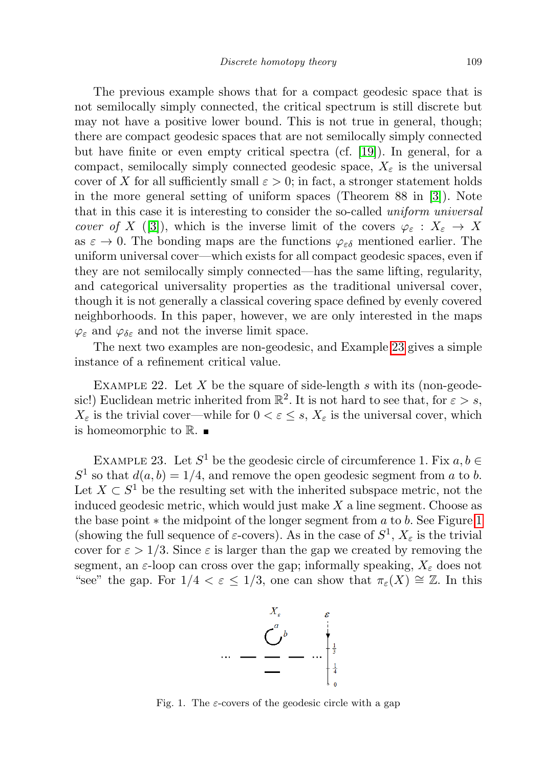The previous example shows that for a compact geodesic space that is not semilocally simply connected, the critical spectrum is still discrete but may not have a positive lower bound. This is not true in general, though; there are compact geodesic spaces that are not semilocally simply connected but have finite or even empty critical spectra (cf. [19]). In general, for a compact, semilocally simply connected geodesic space, $X_\varepsilon$ is the universal cover of $X$ for all sufficiently small $\varepsilon > 0$; in fact, a stronger statement holds in the more general setting of uniform spaces (Theorem 88 in [3]). Note that in this case it is interesting to consider the so-called *uniform universal cover of* $X$ ([3]), which is the inverse limit of the covers $\varphi_\varepsilon : X_\varepsilon \to X$ as $\varepsilon \to 0$. The bonding maps are the functions $\varphi_{\varepsilon\delta}$ mentioned earlier. The uniform universal cover—which exists for all compact geodesic spaces, even if they are not semilocally simply connected—has the same lifting, regularity, and categorical universality properties as the traditional universal cover, though it is not generally a classical covering space defined by evenly covered neighborhoods. In this paper, however, we are only interested in the maps $\varphi_\varepsilon$ and $\varphi_{\delta\varepsilon}$ and not the inverse limit space.

The next two examples are non-geodesic, and Example 23 gives a simple instance of a refinement critical value.

EXAMPLE 22. Let $X$ be the square of side-length $s$ with its (non-geodesic!) Euclidean metric inherited from $\mathbb{R}^2$. It is not hard to see that, for $\varepsilon > s$, $X_\varepsilon$ is the trivial cover—while for $0 < \varepsilon \leq s$, $X_\varepsilon$ is the universal cover, which is homeomorphic to $\mathbb{R}$. ■

EXAMPLE 23. Let $S^1$ be the geodesic circle of circumference 1. Fix $a, b \in S^1$ so that $d(a,b) = 1/4$, and remove the open geodesic segment from $a$ to $b$. Let $X \subset S^1$ be the resulting set with the inherited subspace metric, not the induced geodesic metric, which would just make $X$ a line segment. Choose as the base point $*$ the midpoint of the longer segment from $a$ to $b$. See Figure 1 (showing the full sequence of $\varepsilon$-covers). As in the case of $S^1$, $X_\varepsilon$ is the trivial cover for $\varepsilon > 1/3$. Since $\varepsilon$ is larger than the gap we created by removing the segment, an $\varepsilon$-loop can cross over the gap; informally speaking, $X_\varepsilon$ does not "see" the gap. For $1/4 < \varepsilon \leq 1/3$, one can show that $\pi_\varepsilon(X) \cong \mathbb{Z}$. In this

Fig. 1. The $\varepsilon$-covers of the geodesic circle with a gap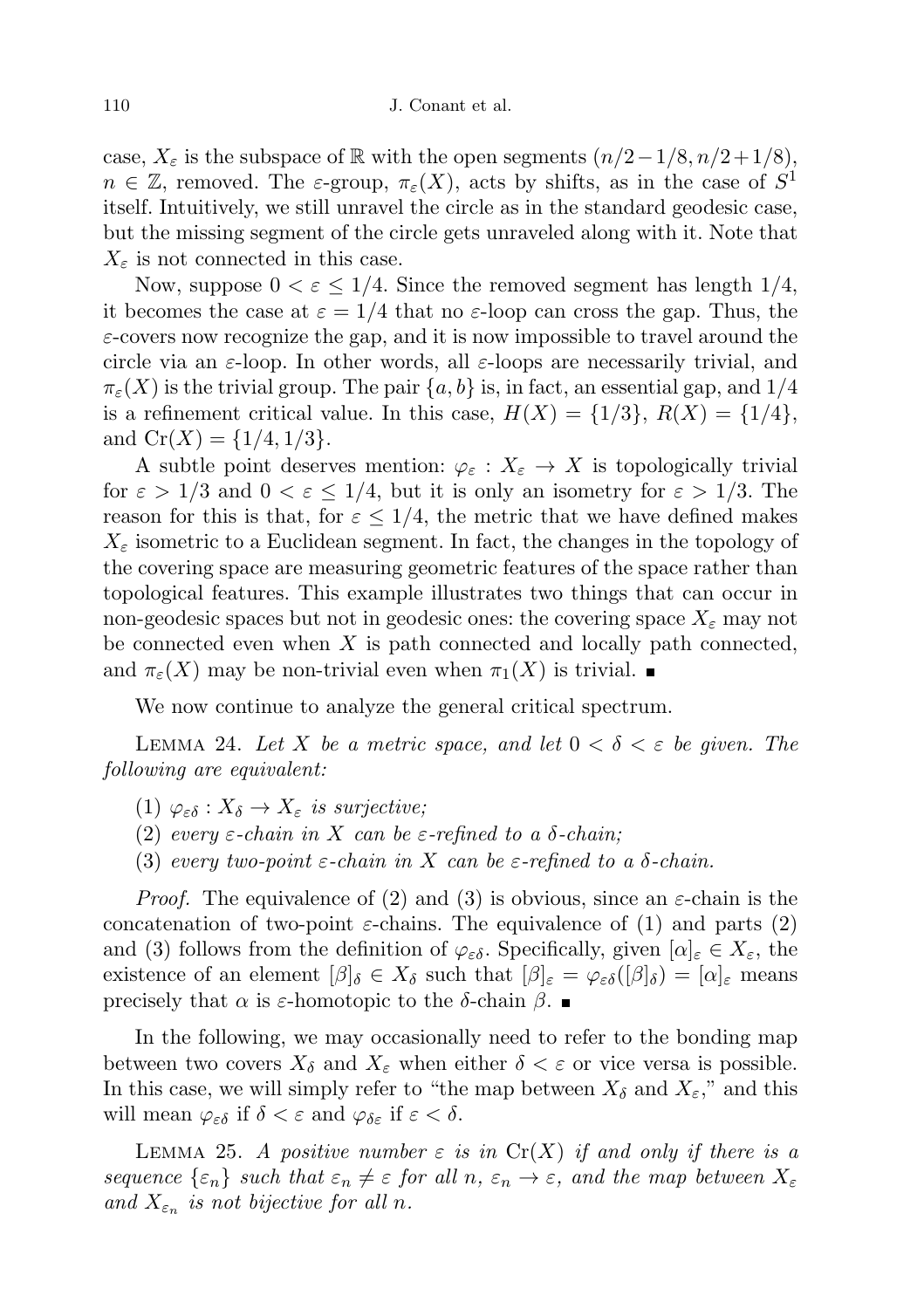case, $X_\varepsilon$ is the subspace of $\mathbb{R}$ with the open segments $(n/2-1/8, n/2+1/8)$, $n \in \mathbb{Z}$, removed. The $\varepsilon$-group, $\pi_\varepsilon(X)$, acts by shifts, as in the case of $S^1$ itself. Intuitively, we still unravel the circle as in the standard geodesic case, but the missing segment of the circle gets unraveled along with it. Note that $X_\varepsilon$ is not connected in this case.

Now, suppose $0 < \varepsilon \leq 1/4$. Since the removed segment has length $1/4$, it becomes the case at $\varepsilon = 1/4$ that no $\varepsilon$-loop can cross the gap. Thus, the $\varepsilon$-covers now recognize the gap, and it is now impossible to travel around the circle via an $\varepsilon$-loop. In other words, all $\varepsilon$-loops are necessarily trivial, and $\pi_\varepsilon(X)$ is the trivial group. The pair $\{a, b\}$ is, in fact, an essential gap, and $1/4$ is a refinement critical value. In this case, $H(X) = \{1/3\}$, $R(X) = \{1/4\}$, and $\mathrm{Cr}(X) = \{1/4, 1/3\}$.

A subtle point deserves mention: $\varphi_\varepsilon : X_\varepsilon \to X$ is topologically trivial for $\varepsilon > 1/3$ and $0 < \varepsilon \leq 1/4$, but it is only an isometry for $\varepsilon > 1/3$. The reason for this is that, for $\varepsilon \leq 1/4$, the metric that we have defined makes $X_\varepsilon$ isometric to a Euclidean segment. In fact, the changes in the topology of the covering space are measuring geometric features of the space rather than topological features. This example illustrates two things that can occur in non-geodesic spaces but not in geodesic ones: the covering space $X_\varepsilon$ may not be connected even when $X$ is path connected and locally path connected, and $\pi_\varepsilon(X)$ may be non-trivial even when $\pi_1(X)$ is trivial. ∎

We now continue to analyze the general critical spectrum.

Lemma 24. *Let $X$ be a metric space, and let $0 < \delta < \varepsilon$ be given. The following are equivalent:*

1. *$\varphi_{\varepsilon\delta} : X_\delta \to X_\varepsilon$ is surjective;*
2. *every $\varepsilon$-chain in $X$ can be $\varepsilon$-refined to a $\delta$-chain;*
3. *every two-point $\varepsilon$-chain in $X$ can be $\varepsilon$-refined to a $\delta$-chain.*

*Proof.* The equivalence of (2) and (3) is obvious, since an $\varepsilon$-chain is the concatenation of two-point $\varepsilon$-chains. The equivalence of (1) and parts (2) and (3) follows from the definition of $\varphi_{\varepsilon\delta}$. Specifically, given $[\alpha]_\varepsilon \in X_\varepsilon$, the existence of an element $[\beta]_\delta \in X_\delta$ such that $[\beta]_\varepsilon = \varphi_{\varepsilon\delta}([\beta]_\delta) = [\alpha]_\varepsilon$ means precisely that $\alpha$ is $\varepsilon$-homotopic to the $\delta$-chain $\beta$. ∎

In the following, we may occasionally need to refer to the bonding map between two covers $X_\delta$ and $X_\varepsilon$ when either $\delta < \varepsilon$ or vice versa is possible. In this case, we will simply refer to "the map between $X_\delta$ and $X_\varepsilon$," and this will mean $\varphi_{\varepsilon\delta}$ if $\delta < \varepsilon$ and $\varphi_{\delta\varepsilon}$ if $\varepsilon < \delta$.

Lemma 25. *A positive number $\varepsilon$ is in $\mathrm{Cr}(X)$ if and only if there is a sequence $\{\varepsilon_n\}$ such that $\varepsilon_n \neq \varepsilon$ for all $n$, $\varepsilon_n \to \varepsilon$, and the map between $X_\varepsilon$ and $X_{\varepsilon_n}$ is not bijective for all $n$.*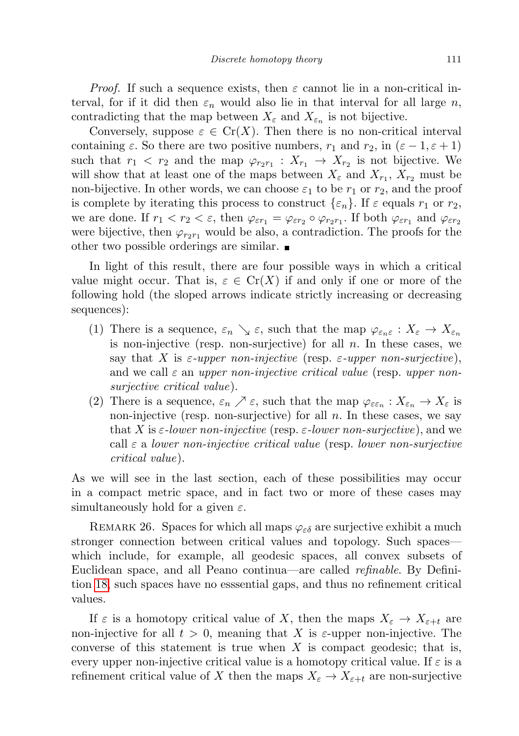*Proof.* If such a sequence exists, then $\varepsilon$ cannot lie in a non-critical interval, for if it did then $\varepsilon_n$ would also lie in that interval for all large $n$, contradicting that the map between $X_\varepsilon$ and $X_{\varepsilon_n}$ is not bijective.

Conversely, suppose $\varepsilon \in \mathrm{Cr}(X)$. Then there is no non-critical interval containing $\varepsilon$. So there are two positive numbers, $r_1$ and $r_2$, in $(\varepsilon - 1, \varepsilon + 1)$ such that $r_1 < r_2$ and the map $\varphi_{r_2 r_1} : X_{r_1} \to X_{r_2}$ is not bijective. We will show that at least one of the maps between $X_\varepsilon$ and $X_{r_1}$, $X_{r_2}$ must be non-bijective. In other words, we can choose $\varepsilon_1$ to be $r_1$ or $r_2$, and the proof is complete by iterating this process to construct $\{\varepsilon_n\}$. If $\varepsilon$ equals $r_1$ or $r_2$, we are done. If $r_1 < r_2 < \varepsilon$, then $\varphi_{\varepsilon r_1} = \varphi_{\varepsilon r_2} \circ \varphi_{r_2 r_1}$. If both $\varphi_{\varepsilon r_1}$ and $\varphi_{\varepsilon r_2}$ were bijective, then $\varphi_{r_2 r_1}$ would be also, a contradiction. The proofs for the other two possible orderings are similar. ■

In light of this result, there are four possible ways in which a critical value might occur. That is, $\varepsilon \in \mathrm{Cr}(X)$ if and only if one or more of the following hold (the sloped arrows indicate strictly increasing or decreasing sequences):

(1) There is a sequence, $\varepsilon_n \searrow \varepsilon$, such that the map $\varphi_{\varepsilon_n \varepsilon} : X_\varepsilon \to X_{\varepsilon_n}$ is non-injective (resp. non-surjective) for all $n$. In these cases, we say that $X$ is *$\varepsilon$-upper non-injective* (resp. *$\varepsilon$-upper non-surjective*), and we call $\varepsilon$ an *upper non-injective critical value* (resp. *upper non-surjective critical value*).

(2) There is a sequence, $\varepsilon_n \nearrow \varepsilon$, such that the map $\varphi_{\varepsilon \varepsilon_n} : X_{\varepsilon_n} \to X_\varepsilon$ is non-injective (resp. non-surjective) for all $n$. In these cases, we say that $X$ is *$\varepsilon$-lower non-injective* (resp. *$\varepsilon$-lower non-surjective*), and we call $\varepsilon$ a *lower non-injective critical value* (resp. *lower non-surjective critical value*).

As we will see in the last section, each of these possibilities may occur in a compact metric space, and in fact two or more of these cases may simultaneously hold for a given $\varepsilon$.

REMARK 26. Spaces for which all maps $\varphi_{\varepsilon\delta}$ are surjective exhibit a much stronger connection between critical values and topology. Such spaces—which include, for example, all geodesic spaces, all convex subsets of Euclidean space, and all Peano continua—are called *refinable*. By Definition 18, such spaces have no esssential gaps, and thus no refinement critical values.

If $\varepsilon$ is a homotopy critical value of $X$, then the maps $X_\varepsilon \to X_{\varepsilon+t}$ are non-injective for all $t > 0$, meaning that $X$ is $\varepsilon$-upper non-injective. The converse of this statement is true when $X$ is compact geodesic; that is, every upper non-injective critical value is a homotopy critical value. If $\varepsilon$ is a refinement critical value of $X$ then the maps $X_\varepsilon \to X_{\varepsilon+t}$ are non-surjective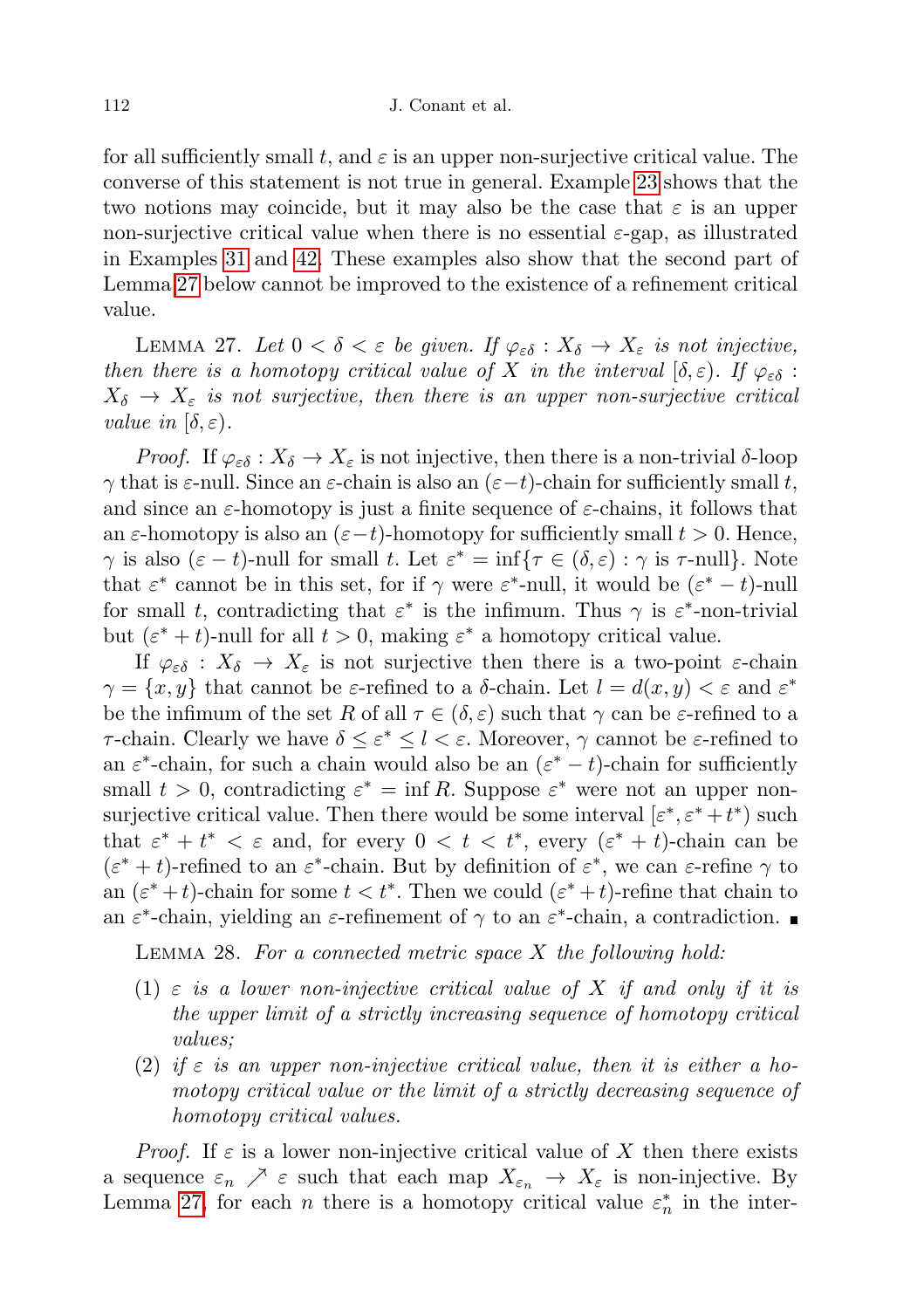for all sufficiently small $t$, and $\varepsilon$ is an upper non-surjective critical value. The converse of this statement is not true in general. Example 23 shows that the two notions may coincide, but it may also be the case that $\varepsilon$ is an upper non-surjective critical value when there is no essential $\varepsilon$-gap, as illustrated in Examples 31 and 42. These examples also show that the second part of Lemma 27 below cannot be improved to the existence of a refinement critical value.

LEMMA 27. *Let $0 < \delta < \varepsilon$ be given. If $\varphi_{\varepsilon\delta} : X_\delta \to X_\varepsilon$ is not injective, then there is a homotopy critical value of $X$ in the interval $[\delta, \varepsilon)$. If $\varphi_{\varepsilon\delta} : X_\delta \to X_\varepsilon$ is not surjective, then there is an upper non-surjective critical value in $[\delta, \varepsilon)$.*

*Proof.* If $\varphi_{\varepsilon\delta} : X_\delta \to X_\varepsilon$ is not injective, then there is a non-trivial $\delta$-loop $\gamma$ that is $\varepsilon$-null. Since an $\varepsilon$-chain is also an $(\varepsilon - t)$-chain for sufficiently small $t$, and since an $\varepsilon$-homotopy is just a finite sequence of $\varepsilon$-chains, it follows that an $\varepsilon$-homotopy is also an $(\varepsilon - t)$-homotopy for sufficiently small $t > 0$. Hence, $\gamma$ is also $(\varepsilon - t)$-null for small $t$. Let $\varepsilon^* = \inf\{\tau \in (\delta, \varepsilon) : \gamma \text{ is } \tau\text{-null}\}$. Note that $\varepsilon^*$ cannot be in this set, for if $\gamma$ were $\varepsilon^*$-null, it would be $(\varepsilon^* - t)$-null for small $t$, contradicting that $\varepsilon^*$ is the infimum. Thus $\gamma$ is $\varepsilon^*$-non-trivial but $(\varepsilon^* + t)$-null for all $t > 0$, making $\varepsilon^*$ a homotopy critical value.

If $\varphi_{\varepsilon\delta} : X_\delta \to X_\varepsilon$ is not surjective then there is a two-point $\varepsilon$-chain $\gamma = \{x, y\}$ that cannot be $\varepsilon$-refined to a $\delta$-chain. Let $l = d(x, y) < \varepsilon$ and $\varepsilon^*$ be the infimum of the set $R$ of all $\tau \in (\delta, \varepsilon)$ such that $\gamma$ can be $\varepsilon$-refined to a $\tau$-chain. Clearly we have $\delta \leq \varepsilon^* \leq l < \varepsilon$. Moreover, $\gamma$ cannot be $\varepsilon$-refined to an $\varepsilon^*$-chain, for such a chain would also be an $(\varepsilon^* - t)$-chain for sufficiently small $t > 0$, contradicting $\varepsilon^* = \inf R$. Suppose $\varepsilon^*$ were not an upper non-surjective critical value. Then there would be some interval $[\varepsilon^*, \varepsilon^* + t^*)$ such that $\varepsilon^* + t^* < \varepsilon$ and, for every $0 < t < t^*$, every $(\varepsilon^* + t)$-chain can be $(\varepsilon^* + t)$-refined to an $\varepsilon^*$-chain. But by definition of $\varepsilon^*$, we can $\varepsilon$-refine $\gamma$ to an $(\varepsilon^* + t)$-chain for some $t < t^*$. Then we could $(\varepsilon^* + t)$-refine that chain to an $\varepsilon^*$-chain, yielding an $\varepsilon$-refinement of $\gamma$ to an $\varepsilon^*$-chain, a contradiction. ∎

LEMMA 28. *For a connected metric space $X$ the following hold:*

1. *$\varepsilon$ is a lower non-injective critical value of $X$ if and only if it is the upper limit of a strictly increasing sequence of homotopy critical values;*
2. *if $\varepsilon$ is an upper non-injective critical value, then it is either a homotopy critical value or the limit of a strictly decreasing sequence of homotopy critical values.*

*Proof.* If $\varepsilon$ is a lower non-injective critical value of $X$ then there exists a sequence $\varepsilon_n \nearrow \varepsilon$ such that each map $X_{\varepsilon_n} \to X_\varepsilon$ is non-injective. By Lemma 27, for each $n$ there is a homotopy critical value $\varepsilon_n^*$ in the inter-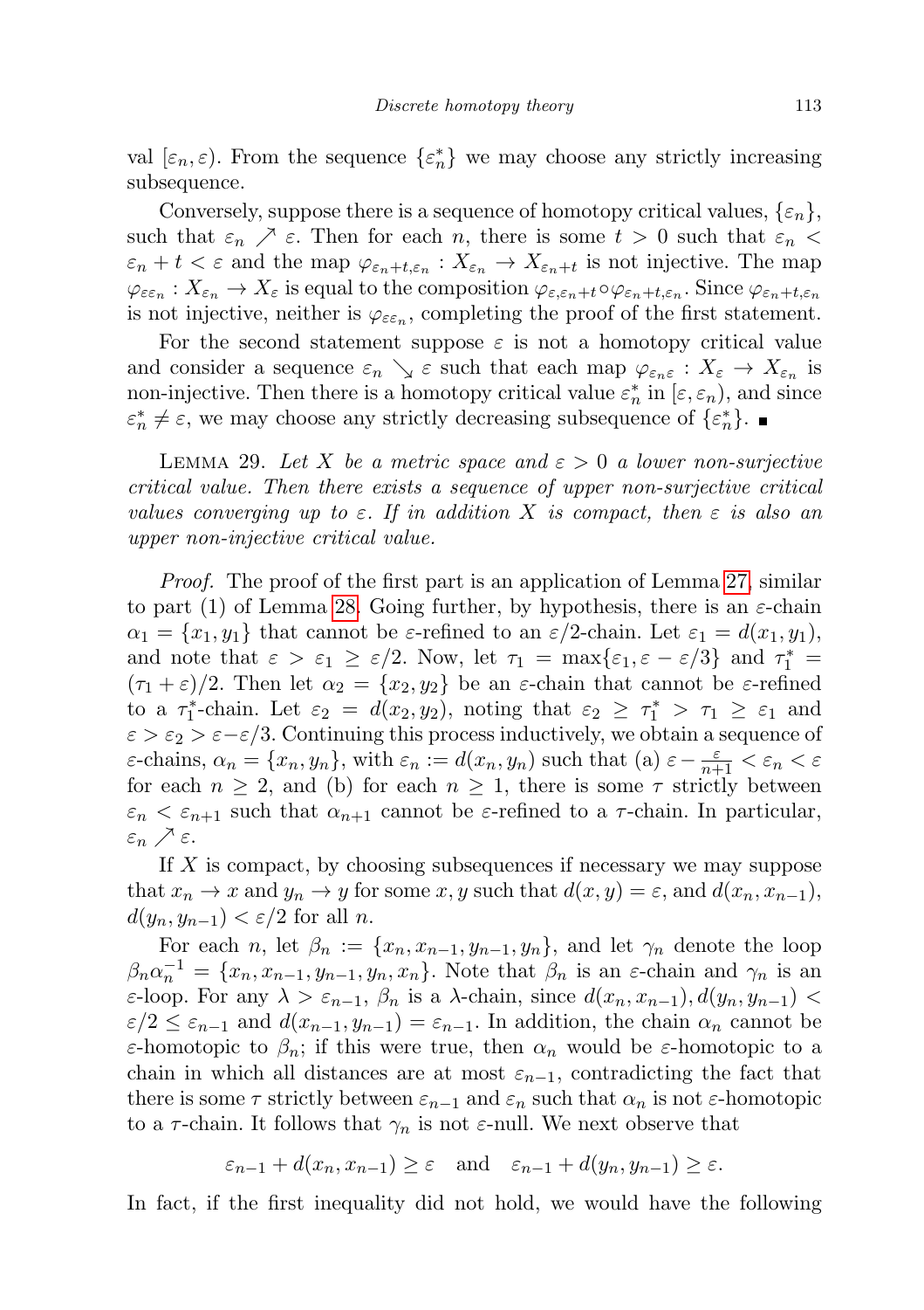val $[\varepsilon_n, \varepsilon)$. From the sequence $\{\varepsilon_n^*\}$ we may choose any strictly increasing subsequence.

Conversely, suppose there is a sequence of homotopy critical values, $\{\varepsilon_n\}$, such that $\varepsilon_n \nearrow \varepsilon$. Then for each $n$, there is some $t > 0$ such that $\varepsilon_n < \varepsilon_n + t < \varepsilon$ and the map $\varphi_{\varepsilon_n+t,\varepsilon_n} : X_{\varepsilon_n} \to X_{\varepsilon_n+t}$ is not injective. The map $\varphi_{\varepsilon\varepsilon_n} : X_{\varepsilon_n} \to X_\varepsilon$ is equal to the composition $\varphi_{\varepsilon,\varepsilon_n+t} \circ \varphi_{\varepsilon_n+t,\varepsilon_n}$. Since $\varphi_{\varepsilon_n+t,\varepsilon_n}$ is not injective, neither is $\varphi_{\varepsilon\varepsilon_n}$, completing the proof of the first statement.

For the second statement suppose $\varepsilon$ is not a homotopy critical value and consider a sequence $\varepsilon_n \searrow \varepsilon$ such that each map $\varphi_{\varepsilon_n\varepsilon} : X_\varepsilon \to X_{\varepsilon_n}$ is non-injective. Then there is a homotopy critical value $\varepsilon_n^*$ in $[\varepsilon, \varepsilon_n)$, and since $\varepsilon_n^* \neq \varepsilon$, we may choose any strictly decreasing subsequence of $\{\varepsilon_n^*\}$. ∎

Lemma 29. *Let $X$ be a metric space and $\varepsilon > 0$ a lower non-surjective critical value. Then there exists a sequence of upper non-surjective critical values converging up to $\varepsilon$. If in addition $X$ is compact, then $\varepsilon$ is also an upper non-injective critical value.*

*Proof.* The proof of the first part is an application of Lemma 27, similar to part (1) of Lemma 28. Going further, by hypothesis, there is an $\varepsilon$-chain $\alpha_1 = \{x_1, y_1\}$ that cannot be $\varepsilon$-refined to an $\varepsilon/2$-chain. Let $\varepsilon_1 = d(x_1, y_1)$, and note that $\varepsilon > \varepsilon_1 \geq \varepsilon/2$. Now, let $\tau_1 = \max\{\varepsilon_1, \varepsilon - \varepsilon/3\}$ and $\tau_1^* = (\tau_1 + \varepsilon)/2$. Then let $\alpha_2 = \{x_2, y_2\}$ be an $\varepsilon$-chain that cannot be $\varepsilon$-refined to a $\tau_1^*$-chain. Let $\varepsilon_2 = d(x_2, y_2)$, noting that $\varepsilon_2 \geq \tau_1^* > \tau_1 \geq \varepsilon_1$ and $\varepsilon > \varepsilon_2 > \varepsilon - \varepsilon/3$. Continuing this process inductively, we obtain a sequence of $\varepsilon$-chains, $\alpha_n = \{x_n, y_n\}$, with $\varepsilon_n := d(x_n, y_n)$ such that (a) $\varepsilon - \frac{\varepsilon}{n+1} < \varepsilon_n < \varepsilon$ for each $n \geq 2$, and (b) for each $n \geq 1$, there is some $\tau$ strictly between $\varepsilon_n < \varepsilon_{n+1}$ such that $\alpha_{n+1}$ cannot be $\varepsilon$-refined to a $\tau$-chain. In particular, $\varepsilon_n \nearrow \varepsilon$.

If $X$ is compact, by choosing subsequences if necessary we may suppose that $x_n \to x$ and $y_n \to y$ for some $x, y$ such that $d(x, y) = \varepsilon$, and $d(x_n, x_{n-1})$, $d(y_n, y_{n-1}) < \varepsilon/2$ for all $n$.

For each $n$, let $\beta_n := \{x_n, x_{n-1}, y_{n-1}, y_n\}$, and let $\gamma_n$ denote the loop $\beta_n \alpha_n^{-1} = \{x_n, x_{n-1}, y_{n-1}, y_n, x_n\}$. Note that $\beta_n$ is an $\varepsilon$-chain and $\gamma_n$ is an $\varepsilon$-loop. For any $\lambda > \varepsilon_{n-1}$, $\beta_n$ is a $\lambda$-chain, since $d(x_n, x_{n-1}), d(y_n, y_{n-1}) < \varepsilon/2 \leq \varepsilon_{n-1}$ and $d(x_{n-1}, y_{n-1}) = \varepsilon_{n-1}$. In addition, the chain $\alpha_n$ cannot be $\varepsilon$-homotopic to $\beta_n$; if this were true, then $\alpha_n$ would be $\varepsilon$-homotopic to a chain in which all distances are at most $\varepsilon_{n-1}$, contradicting the fact that there is some $\tau$ strictly between $\varepsilon_{n-1}$ and $\varepsilon_n$ such that $\alpha_n$ is not $\varepsilon$-homotopic to a $\tau$-chain. It follows that $\gamma_n$ is not $\varepsilon$-null. We next observe that

$$\varepsilon_{n-1} + d(x_n, x_{n-1}) \geq \varepsilon \quad \text{and} \quad \varepsilon_{n-1} + d(y_n, y_{n-1}) \geq \varepsilon.$$

In fact, if the first inequality did not hold, we would have the following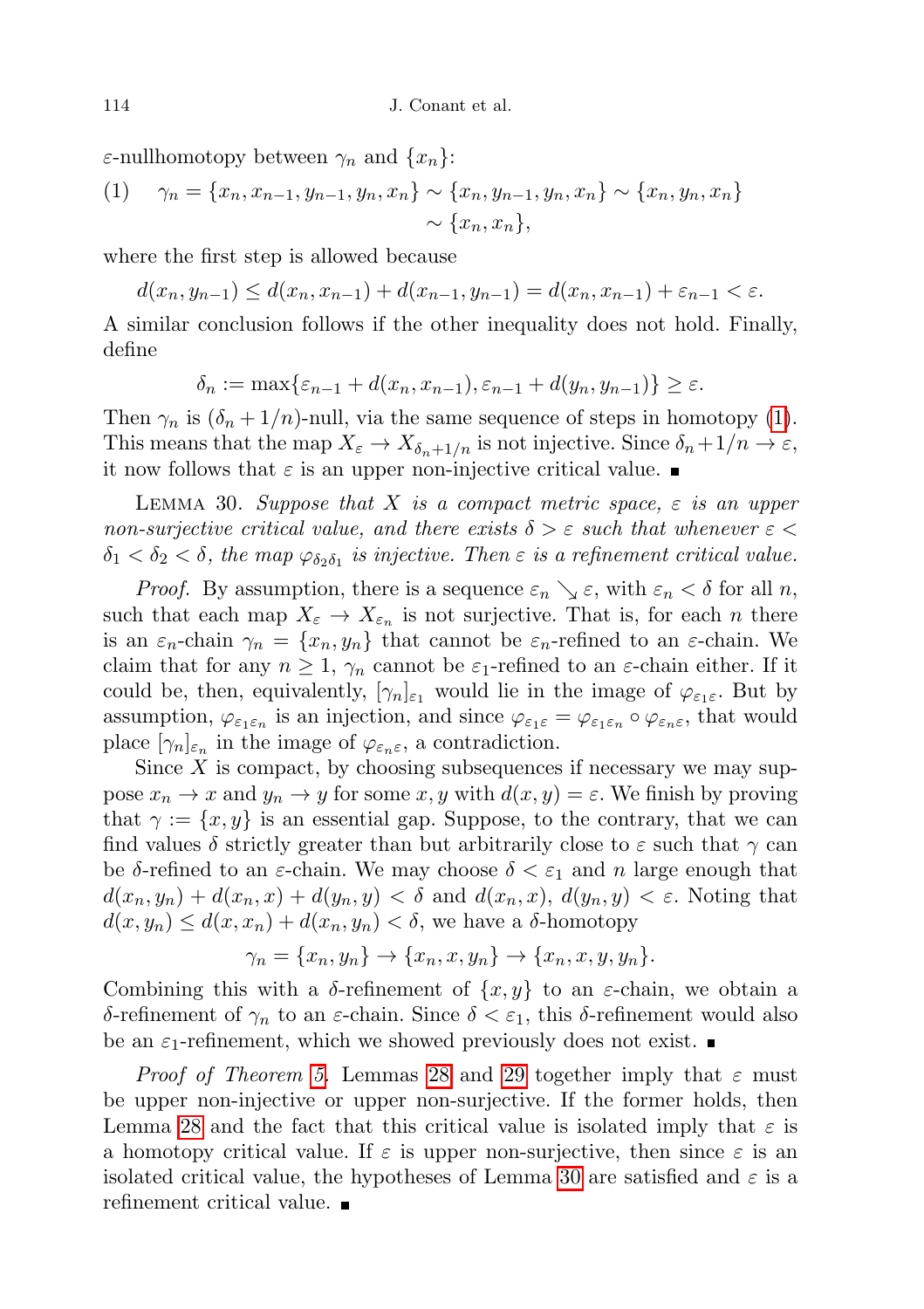$\varepsilon$-nullhomotopy between $\gamma_n$ and $\{x_n\}$:

$$(1)\qquad \gamma_n = \{x_n, x_{n-1}, y_{n-1}, y_n, x_n\} \sim \{x_n, y_{n-1}, y_n, x_n\} \sim \{x_n, y_n, x_n\} \\ \sim \{x_n, x_n\},$$

where the first step is allowed because

$$d(x_n, y_{n-1}) \le d(x_n, x_{n-1}) + d(x_{n-1}, y_{n-1}) = d(x_n, x_{n-1}) + \varepsilon_{n-1} < \varepsilon.$$

A similar conclusion follows if the other inequality does not hold. Finally, define

$$\delta_n := \max\{\varepsilon_{n-1} + d(x_n, x_{n-1}), \varepsilon_{n-1} + d(y_n, y_{n-1})\} \ge \varepsilon.$$

Then $\gamma_n$ is $(\delta_n + 1/n)$-null, via the same sequence of steps in homotopy (1). This means that the map $X_\varepsilon \to X_{\delta_n + 1/n}$ is not injective. Since $\delta_n + 1/n \to \varepsilon$, it now follows that $\varepsilon$ is an upper non-injective critical value. ∎

Lemma 30. *Suppose that $X$ is a compact metric space, $\varepsilon$ is an upper non-surjective critical value, and there exists $\delta > \varepsilon$ such that whenever $\varepsilon < \delta_1 < \delta_2 < \delta$, the map $\varphi_{\delta_2\delta_1}$ is injective. Then $\varepsilon$ is a refinement critical value.*

*Proof.* By assumption, there is a sequence $\varepsilon_n \searrow \varepsilon$, with $\varepsilon_n < \delta$ for all $n$, such that each map $X_\varepsilon \to X_{\varepsilon_n}$ is not surjective. That is, for each $n$ there is an $\varepsilon_n$-chain $\gamma_n = \{x_n, y_n\}$ that cannot be $\varepsilon_n$-refined to an $\varepsilon$-chain. We claim that for any $n \ge 1$, $\gamma_n$ cannot be $\varepsilon_1$-refined to an $\varepsilon$-chain either. If it could be, then, equivalently, $[\gamma_n]_{\varepsilon_1}$ would lie in the image of $\varphi_{\varepsilon_1\varepsilon}$. But by assumption, $\varphi_{\varepsilon_1\varepsilon_n}$ is an injection, and since $\varphi_{\varepsilon_1\varepsilon} = \varphi_{\varepsilon_1\varepsilon_n} \circ \varphi_{\varepsilon_n\varepsilon}$, that would place $[\gamma_n]_{\varepsilon_n}$ in the image of $\varphi_{\varepsilon_n\varepsilon}$, a contradiction.

Since $X$ is compact, by choosing subsequences if necessary we may suppose $x_n \to x$ and $y_n \to y$ for some $x, y$ with $d(x, y) = \varepsilon$. We finish by proving that $\gamma := \{x, y\}$ is an essential gap. Suppose, to the contrary, that we can find values $\delta$ strictly greater than but arbitrarily close to $\varepsilon$ such that $\gamma$ can be $\delta$-refined to an $\varepsilon$-chain. We may choose $\delta < \varepsilon_1$ and $n$ large enough that $d(x_n, y_n) + d(x_n, x) + d(y_n, y) < \delta$ and $d(x_n, x)$, $d(y_n, y) < \varepsilon$. Noting that $d(x, y_n) \le d(x, x_n) + d(x_n, y_n) < \delta$, we have a $\delta$-homotopy

$$\gamma_n = \{x_n, y_n\} \to \{x_n, x, y_n\} \to \{x_n, x, y, y_n\}.$$

Combining this with a $\delta$-refinement of $\{x, y\}$ to an $\varepsilon$-chain, we obtain a $\delta$-refinement of $\gamma_n$ to an $\varepsilon$-chain. Since $\delta < \varepsilon_1$, this $\delta$-refinement would also be an $\varepsilon_1$-refinement, which we showed previously does not exist. ∎

*Proof of Theorem 5.* Lemmas 28 and 29 together imply that $\varepsilon$ must be upper non-injective or upper non-surjective. If the former holds, then Lemma 28 and the fact that this critical value is isolated imply that $\varepsilon$ is a homotopy critical value. If $\varepsilon$ is upper non-surjective, then since $\varepsilon$ is an isolated critical value, the hypotheses of Lemma 30 are satisfied and $\varepsilon$ is a refinement critical value. ∎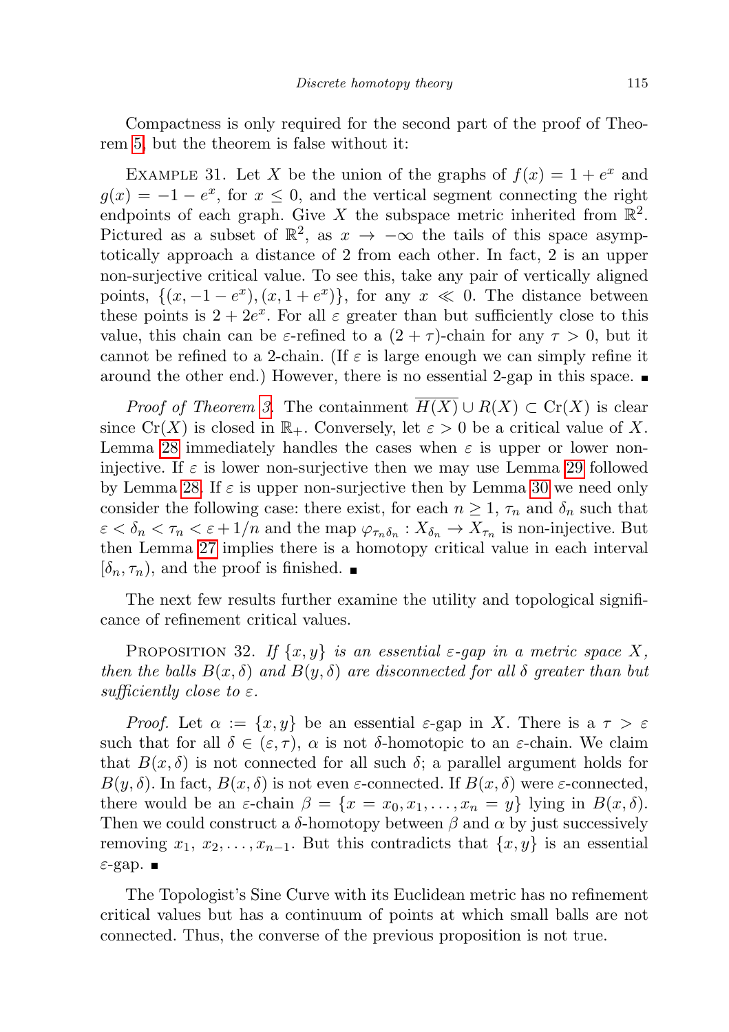Compactness is only required for the second part of the proof of Theorem 5, but the theorem is false without it:

Example 31. Let $X$ be the union of the graphs of $f(x) = 1 + e^x$ and $g(x) = -1 - e^x$, for $x \leq 0$, and the vertical segment connecting the right endpoints of each graph. Give $X$ the subspace metric inherited from $\mathbb{R}^2$. Pictured as a subset of $\mathbb{R}^2$, as $x \to -\infty$ the tails of this space asymptotically approach a distance of 2 from each other. In fact, 2 is an upper non-surjective critical value. To see this, take any pair of vertically aligned points, $\{(x, -1 - e^x), (x, 1 + e^x)\}$, for any $x \ll 0$. The distance between these points is $2 + 2e^x$. For all $\varepsilon$ greater than but sufficiently close to this value, this chain can be $\varepsilon$-refined to a $(2 + \tau)$-chain for any $\tau > 0$, but it cannot be refined to a 2-chain. (If $\varepsilon$ is large enough we can simply refine it around the other end.) However, there is no essential 2-gap in this space. ∎

*Proof of Theorem 3.* The containment $\overline{H(X)} \cup R(X) \subset \mathrm{Cr}(X)$ is clear since $\mathrm{Cr}(X)$ is closed in $\mathbb{R}_+$. Conversely, let $\varepsilon > 0$ be a critical value of $X$. Lemma 28 immediately handles the cases when $\varepsilon$ is upper or lower non-injective. If $\varepsilon$ is lower non-surjective then we may use Lemma 29 followed by Lemma 28. If $\varepsilon$ is upper non-surjective then by Lemma 30 we need only consider the following case: there exist, for each $n \geq 1$, $\tau_n$ and $\delta_n$ such that $\varepsilon < \delta_n < \tau_n < \varepsilon + 1/n$ and the map $\varphi_{\tau_n \delta_n} : X_{\delta_n} \to X_{\tau_n}$ is non-injective. But then Lemma 27 implies there is a homotopy critical value in each interval $[\delta_n, \tau_n)$, and the proof is finished. ∎

The next few results further examine the utility and topological significance of refinement critical values.

Proposition 32. *If $\{x, y\}$ is an essential $\varepsilon$-gap in a metric space $X$, then the balls $B(x, \delta)$ and $B(y, \delta)$ are disconnected for all $\delta$ greater than but sufficiently close to $\varepsilon$.*

*Proof.* Let $\alpha := \{x, y\}$ be an essential $\varepsilon$-gap in $X$. There is a $\tau > \varepsilon$ such that for all $\delta \in (\varepsilon, \tau)$, $\alpha$ is not $\delta$-homotopic to an $\varepsilon$-chain. We claim that $B(x, \delta)$ is not connected for all such $\delta$; a parallel argument holds for $B(y, \delta)$. In fact, $B(x, \delta)$ is not even $\varepsilon$-connected. If $B(x, \delta)$ were $\varepsilon$-connected, there would be an $\varepsilon$-chain $\beta = \{x = x_0, x_1, \ldots, x_n = y\}$ lying in $B(x, \delta)$. Then we could construct a $\delta$-homotopy between $\beta$ and $\alpha$ by just successively removing $x_1, x_2, \ldots, x_{n-1}$. But this contradicts that $\{x, y\}$ is an essential $\varepsilon$-gap. ∎

The Topologist's Sine Curve with its Euclidean metric has no refinement critical values but has a continuum of points at which small balls are not connected. Thus, the converse of the previous proposition is not true.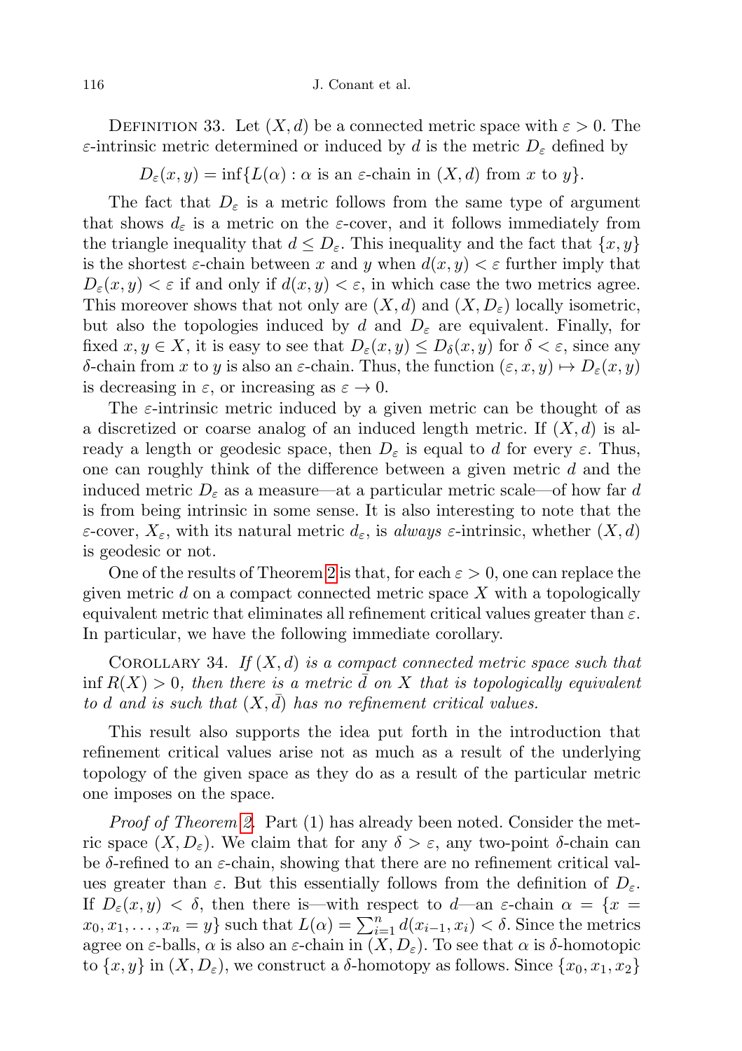Definition 33. Let $(X,d)$ be a connected metric space with $\varepsilon > 0$. The $\varepsilon$-intrinsic metric determined or induced by $d$ is the metric $D_\varepsilon$ defined by

$$D_\varepsilon(x,y) = \inf\{L(\alpha) : \alpha \text{ is an } \varepsilon\text{-chain in } (X,d) \text{ from } x \text{ to } y\}.$$

The fact that $D_\varepsilon$ is a metric follows from the same type of argument that shows $d_\varepsilon$ is a metric on the $\varepsilon$-cover, and it follows immediately from the triangle inequality that $d \le D_\varepsilon$. This inequality and the fact that $\{x,y\}$ is the shortest $\varepsilon$-chain between $x$ and $y$ when $d(x,y) < \varepsilon$ further imply that $D_\varepsilon(x,y) < \varepsilon$ if and only if $d(x,y) < \varepsilon$, in which case the two metrics agree. This moreover shows that not only are $(X,d)$ and $(X,D_\varepsilon)$ locally isometric, but also the topologies induced by $d$ and $D_\varepsilon$ are equivalent. Finally, for fixed $x,y \in X$, it is easy to see that $D_\varepsilon(x,y) \le D_\delta(x,y)$ for $\delta < \varepsilon$, since any $\delta$-chain from $x$ to $y$ is also an $\varepsilon$-chain. Thus, the function $(\varepsilon,x,y) \mapsto D_\varepsilon(x,y)$ is decreasing in $\varepsilon$, or increasing as $\varepsilon \to 0$.

The $\varepsilon$-intrinsic metric induced by a given metric can be thought of as a discretized or coarse analog of an induced length metric. If $(X,d)$ is already a length or geodesic space, then $D_\varepsilon$ is equal to $d$ for every $\varepsilon$. Thus, one can roughly think of the difference between a given metric $d$ and the induced metric $D_\varepsilon$ as a measure—at a particular metric scale—of how far $d$ is from being intrinsic in some sense. It is also interesting to note that the $\varepsilon$-cover, $X_\varepsilon$, with its natural metric $d_\varepsilon$, is *always* $\varepsilon$-intrinsic, whether $(X,d)$ is geodesic or not.

One of the results of Theorem 2 is that, for each $\varepsilon > 0$, one can replace the given metric $d$ on a compact connected metric space $X$ with a topologically equivalent metric that eliminates all refinement critical values greater than $\varepsilon$. In particular, we have the following immediate corollary.

Corollary 34. *If $(X,d)$ is a compact connected metric space such that $\inf R(X) > 0$, then there is a metric $\bar{d}$ on $X$ that is topologically equivalent to $d$ and is such that $(X,\bar{d})$ has no refinement critical values.*

This result also supports the idea put forth in the introduction that refinement critical values arise not as much as a result of the underlying topology of the given space as they do as a result of the particular metric one imposes on the space.

*Proof of Theorem 2.* Part (1) has already been noted. Consider the metric space $(X,D_\varepsilon)$. We claim that for any $\delta > \varepsilon$, any two-point $\delta$-chain can be $\delta$-refined to an $\varepsilon$-chain, showing that there are no refinement critical values greater than $\varepsilon$. But this essentially follows from the definition of $D_\varepsilon$. If $D_\varepsilon(x,y) < \delta$, then there is—with respect to $d$—an $\varepsilon$-chain $\alpha = \{x = x_0, x_1, \ldots, x_n = y\}$ such that $L(\alpha) = \sum_{i=1}^n d(x_{i-1},x_i) < \delta$. Since the metrics agree on $\varepsilon$-balls, $\alpha$ is also an $\varepsilon$-chain in $(X,D_\varepsilon)$. To see that $\alpha$ is $\delta$-homotopic to $\{x,y\}$ in $(X,D_\varepsilon)$, we construct a $\delta$-homotopy as follows. Since $\{x_0,x_1,x_2\}$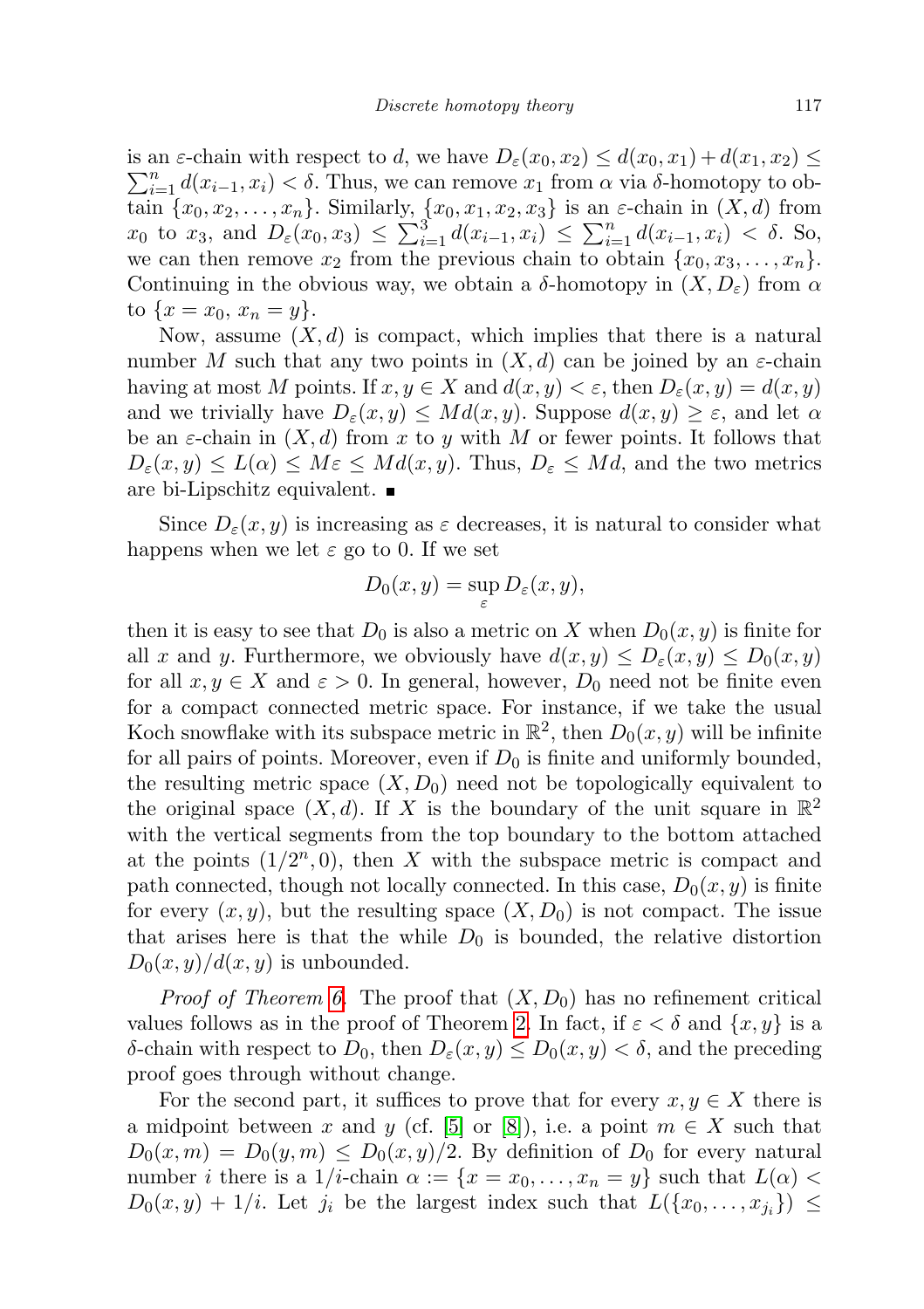is an $\varepsilon$-chain with respect to $d$, we have $D_\varepsilon(x_0,x_2) \le d(x_0,x_1)+d(x_1,x_2) \le \sum_{i=1}^n d(x_{i-1},x_i) < \delta$. Thus, we can remove $x_1$ from $\alpha$ via $\delta$-homotopy to obtain $\{x_0,x_2,\dots,x_n\}$. Similarly, $\{x_0,x_1,x_2,x_3\}$ is an $\varepsilon$-chain in $(X,d)$ from $x_0$ to $x_3$, and $D_\varepsilon(x_0,x_3) \le \sum_{i=1}^3 d(x_{i-1},x_i) \le \sum_{i=1}^n d(x_{i-1},x_i) < \delta$. So, we can then remove $x_2$ from the previous chain to obtain $\{x_0,x_3,\dots,x_n\}$. Continuing in the obvious way, we obtain a $\delta$-homotopy in $(X,D_\varepsilon)$ from $\alpha$ to $\{x=x_0,\, x_n=y\}$.

Now, assume $(X,d)$ is compact, which implies that there is a natural number $M$ such that any two points in $(X,d)$ can be joined by an $\varepsilon$-chain having at most $M$ points. If $x,y\in X$ and $d(x,y)<\varepsilon$, then $D_\varepsilon(x,y)=d(x,y)$ and we trivially have $D_\varepsilon(x,y)\le Md(x,y)$. Suppose $d(x,y)\ge\varepsilon$, and let $\alpha$ be an $\varepsilon$-chain in $(X,d)$ from $x$ to $y$ with $M$ or fewer points. It follows that $D_\varepsilon(x,y)\le L(\alpha)\le M\varepsilon\le Md(x,y)$. Thus, $D_\varepsilon\le Md$, and the two metrics are bi-Lipschitz equivalent. ∎

Since $D_\varepsilon(x,y)$ is increasing as $\varepsilon$ decreases, it is natural to consider what happens when we let $\varepsilon$ go to 0. If we set

$$D_0(x,y)=\sup_\varepsilon D_\varepsilon(x,y),$$

then it is easy to see that $D_0$ is also a metric on $X$ when $D_0(x,y)$ is finite for all $x$ and $y$. Furthermore, we obviously have $d(x,y)\le D_\varepsilon(x,y)\le D_0(x,y)$ for all $x,y\in X$ and $\varepsilon>0$. In general, however, $D_0$ need not be finite even for a compact connected metric space. For instance, if we take the usual Koch snowflake with its subspace metric in $\mathbb{R}^2$, then $D_0(x,y)$ will be infinite for all pairs of points. Moreover, even if $D_0$ is finite and uniformly bounded, the resulting metric space $(X,D_0)$ need not be topologically equivalent to the original space $(X,d)$. If $X$ is the boundary of the unit square in $\mathbb{R}^2$ with the vertical segments from the top boundary to the bottom attached at the points $(1/2^n,0)$, then $X$ with the subspace metric is compact and path connected, though not locally connected. In this case, $D_0(x,y)$ is finite for every $(x,y)$, but the resulting space $(X,D_0)$ is not compact. The issue that arises here is that the while $D_0$ is bounded, the relative distortion $D_0(x,y)/d(x,y)$ is unbounded.

*Proof of Theorem 6.* The proof that $(X,D_0)$ has no refinement critical values follows as in the proof of Theorem 2. In fact, if $\varepsilon<\delta$ and $\{x,y\}$ is a $\delta$-chain with respect to $D_0$, then $D_\varepsilon(x,y)\le D_0(x,y)<\delta$, and the preceding proof goes through without change.

For the second part, it suffices to prove that for every $x,y\in X$ there is a midpoint between $x$ and $y$ (cf. [5] or [8]), i.e. a point $m\in X$ such that $D_0(x,m)=D_0(y,m)\le D_0(x,y)/2$. By definition of $D_0$ for every natural number $i$ there is a $1/i$-chain $\alpha:=\{x=x_0,\dots,x_n=y\}$ such that $L(\alpha)<D_0(x,y)+1/i$. Let $j_i$ be the largest index such that $L(\{x_0,\dots,x_{j_i}\})\le$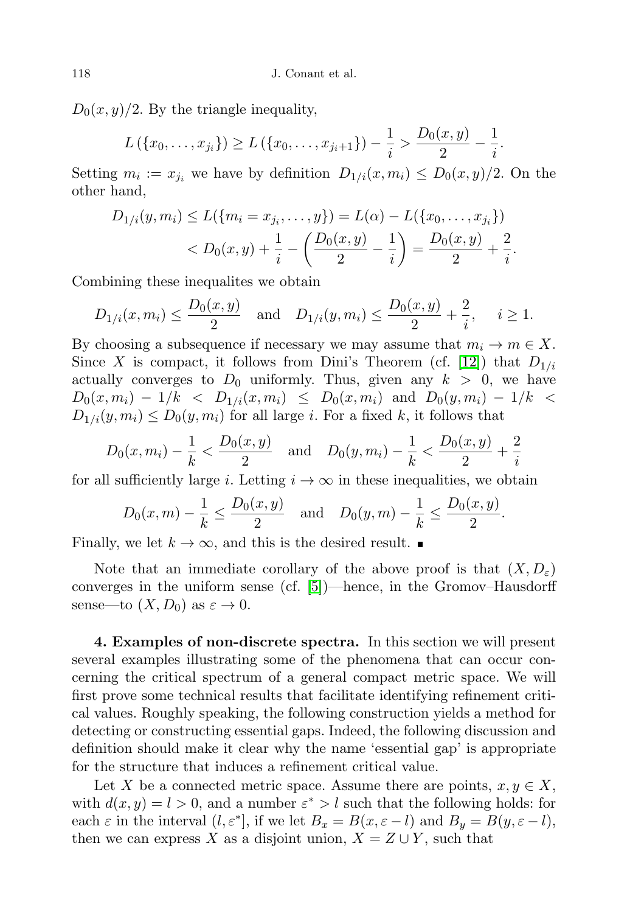$D_0(x,y)/2$. By the triangle inequality,

$$L(\{x_0,\dots,x_{j_i}\}) \ge L(\{x_0,\dots,x_{j_i+1}\}) - \frac{1}{i} > \frac{D_0(x,y)}{2} - \frac{1}{i}.$$

Setting $m_i := x_{j_i}$ we have by definition $D_{1/i}(x,m_i) \le D_0(x,y)/2$. On the other hand,

$$\begin{aligned} D_{1/i}(y,m_i) &\le L(\{m_i = x_{j_i},\dots,y\}) = L(\alpha) - L(\{x_0,\dots,x_{j_i}\}) \\ &< D_0(x,y) + \frac{1}{i} - \left(\frac{D_0(x,y)}{2} - \frac{1}{i}\right) = \frac{D_0(x,y)}{2} + \frac{2}{i}. \end{aligned}$$

Combining these inequalites we obtain

$$D_{1/i}(x,m_i) \le \frac{D_0(x,y)}{2} \quad \text{and} \quad D_{1/i}(y,m_i) \le \frac{D_0(x,y)}{2} + \frac{2}{i}, \qquad i \ge 1.$$

By choosing a subsequence if necessary we may assume that $m_i \to m \in X$. Since $X$ is compact, it follows from Dini's Theorem (cf. [12]) that $D_{1/i}$ actually converges to $D_0$ uniformly. Thus, given any $k > 0$, we have $D_0(x,m_i) - 1/k < D_{1/i}(x,m_i) \le D_0(x,m_i)$ and $D_0(y,m_i) - 1/k < D_{1/i}(y,m_i) \le D_0(y,m_i)$ for all large $i$. For a fixed $k$, it follows that

$$D_0(x,m_i) - \frac{1}{k} < \frac{D_0(x,y)}{2} \quad \text{and} \quad D_0(y,m_i) - \frac{1}{k} < \frac{D_0(x,y)}{2} + \frac{2}{i}$$

for all sufficiently large $i$. Letting $i \to \infty$ in these inequalities, we obtain

$$D_0(x,m) - \frac{1}{k} \le \frac{D_0(x,y)}{2} \quad \text{and} \quad D_0(y,m) - \frac{1}{k} \le \frac{D_0(x,y)}{2}.$$

Finally, we let $k \to \infty$, and this is the desired result. ∎

Note that an immediate corollary of the above proof is that $(X, D_\varepsilon)$ converges in the uniform sense (cf. [5])—hence, in the Gromov–Hausdorff sense—to $(X, D_0)$ as $\varepsilon \to 0$.

**4. Examples of non-discrete spectra.** In this section we will present several examples illustrating some of the phenomena that can occur concerning the critical spectrum of a general compact metric space. We will first prove some technical results that facilitate identifying refinement critical values. Roughly speaking, the following construction yields a method for detecting or constructing essential gaps. Indeed, the following discussion and definition should make it clear why the name 'essential gap' is appropriate for the structure that induces a refinement critical value.

Let $X$ be a connected metric space. Assume there are points, $x, y \in X$, with $d(x,y) = l > 0$, and a number $\varepsilon^* > l$ such that the following holds: for each $\varepsilon$ in the interval $(l, \varepsilon^*]$, if we let $B_x = B(x, \varepsilon - l)$ and $B_y = B(y, \varepsilon - l)$, then we can express $X$ as a disjoint union, $X = Z \cup Y$, such that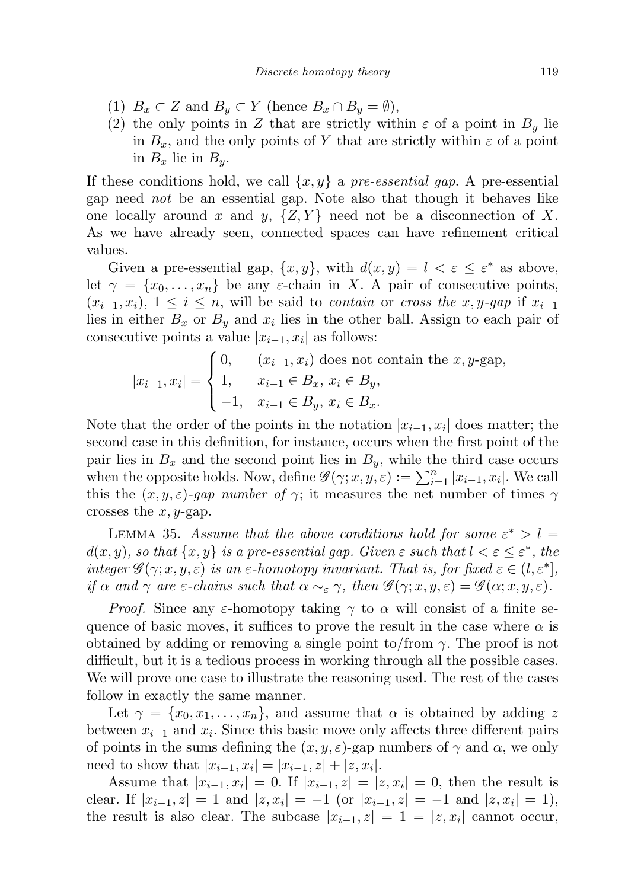(1) $B_x \subset Z$ and $B_y \subset Y$ (hence $B_x \cap B_y = \emptyset$),
(2) the only points in $Z$ that are strictly within $\varepsilon$ of a point in $B_y$ lie in $B_x$, and the only points of $Y$ that are strictly within $\varepsilon$ of a point in $B_x$ lie in $B_y$.

If these conditions hold, we call $\{x, y\}$ a *pre-essential gap*. A pre-essential gap need *not* be an essential gap. Note also that though it behaves like one locally around $x$ and $y$, $\{Z, Y\}$ need not be a disconnection of $X$. As we have already seen, connected spaces can have refinement critical values.

Given a pre-essential gap, $\{x, y\}$, with $d(x, y) = l < \varepsilon \le \varepsilon^*$ as above, let $\gamma = \{x_0, \ldots, x_n\}$ be any $\varepsilon$-chain in $X$. A pair of consecutive points, $(x_{i-1}, x_i)$, $1 \le i \le n$, will be said to *contain* or *cross the $x, y$-gap* if $x_{i-1}$ lies in either $B_x$ or $B_y$ and $x_i$ lies in the other ball. Assign to each pair of consecutive points a value $|x_{i-1}, x_i|$ as follows:

$$|x_{i-1}, x_i| = \begin{cases} 0, & (x_{i-1}, x_i) \text{ does not contain the } x, y\text{-gap}, \\ 1, & x_{i-1} \in B_x,\ x_i \in B_y, \\ -1, & x_{i-1} \in B_y,\ x_i \in B_x. \end{cases}$$

Note that the order of the points in the notation $|x_{i-1}, x_i|$ does matter; the second case in this definition, for instance, occurs when the first point of the pair lies in $B_x$ and the second point lies in $B_y$, while the third case occurs when the opposite holds. Now, define $\mathscr{G}(\gamma; x, y, \varepsilon) := \sum_{i=1}^{n} |x_{i-1}, x_i|$. We call this the *$(x, y, \varepsilon)$-gap number of* $\gamma$; it measures the net number of times $\gamma$ crosses the $x, y$-gap.

Lemma 35. *Assume that the above conditions hold for some $\varepsilon^* > l = d(x, y)$, so that $\{x, y\}$ is a pre-essential gap. Given $\varepsilon$ such that $l < \varepsilon \le \varepsilon^*$, the integer $\mathscr{G}(\gamma; x, y, \varepsilon)$ is an $\varepsilon$-homotopy invariant. That is, for fixed $\varepsilon \in (l, \varepsilon^*]$, if $\alpha$ and $\gamma$ are $\varepsilon$-chains such that $\alpha \sim_\varepsilon \gamma$, then $\mathscr{G}(\gamma; x, y, \varepsilon) = \mathscr{G}(\alpha; x, y, \varepsilon)$.*

*Proof.* Since any $\varepsilon$-homotopy taking $\gamma$ to $\alpha$ will consist of a finite sequence of basic moves, it suffices to prove the result in the case where $\alpha$ is obtained by adding or removing a single point to/from $\gamma$. The proof is not difficult, but it is a tedious process in working through all the possible cases. We will prove one case to illustrate the reasoning used. The rest of the cases follow in exactly the same manner.

Let $\gamma = \{x_0, x_1, \ldots, x_n\}$, and assume that $\alpha$ is obtained by adding $z$ between $x_{i-1}$ and $x_i$. Since this basic move only affects three different pairs of points in the sums defining the $(x, y, \varepsilon)$-gap numbers of $\gamma$ and $\alpha$, we only need to show that $|x_{i-1}, x_i| = |x_{i-1}, z| + |z, x_i|$.

Assume that $|x_{i-1}, x_i| = 0$. If $|x_{i-1}, z| = |z, x_i| = 0$, then the result is clear. If $|x_{i-1}, z| = 1$ and $|z, x_i| = -1$ (or $|x_{i-1}, z| = -1$ and $|z, x_i| = 1$), the result is also clear. The subcase $|x_{i-1}, z| = 1 = |z, x_i|$ cannot occur,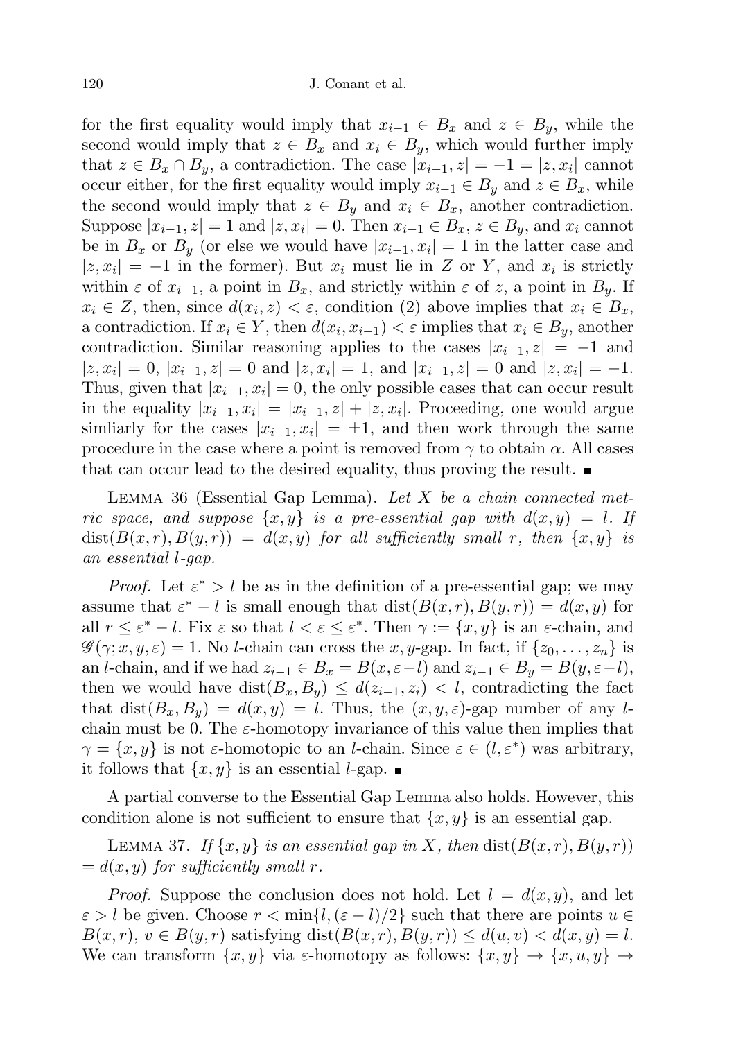for the first equality would imply that $x_{i-1} \in B_x$ and $z \in B_y$, while the second would imply that $z \in B_x$ and $x_i \in B_y$, which would further imply that $z \in B_x \cap B_y$, a contradiction. The case $|x_{i-1}, z| = -1 = |z, x_i|$ cannot occur either, for the first equality would imply $x_{i-1} \in B_y$ and $z \in B_x$, while the second would imply that $z \in B_y$ and $x_i \in B_x$, another contradiction. Suppose $|x_{i-1}, z| = 1$ and $|z, x_i| = 0$. Then $x_{i-1} \in B_x$, $z \in B_y$, and $x_i$ cannot be in $B_x$ or $B_y$ (or else we would have $|x_{i-1}, x_i| = 1$ in the latter case and $|z, x_i| = -1$ in the former). But $x_i$ must lie in $Z$ or $Y$, and $x_i$ is strictly within $\varepsilon$ of $x_{i-1}$, a point in $B_x$, and strictly within $\varepsilon$ of $z$, a point in $B_y$. If $x_i \in Z$, then, since $d(x_i, z) < \varepsilon$, condition (2) above implies that $x_i \in B_x$, a contradiction. If $x_i \in Y$, then $d(x_i, x_{i-1}) < \varepsilon$ implies that $x_i \in B_y$, another contradiction. Similar reasoning applies to the cases $|x_{i-1}, z| = -1$ and $|z, x_i| = 0$, $|x_{i-1}, z| = 0$ and $|z, x_i| = 1$, and $|x_{i-1}, z| = 0$ and $|z, x_i| = -1$. Thus, given that $|x_{i-1}, x_i| = 0$, the only possible cases that can occur result in the equality $|x_{i-1}, x_i| = |x_{i-1}, z| + |z, x_i|$. Proceeding, one would argue simliarly for the cases $|x_{i-1}, x_i| = \pm 1$, and then work through the same procedure in the case where a point is removed from $\gamma$ to obtain $\alpha$. All cases that can occur lead to the desired equality, thus proving the result. ∎

Lemma 36 (Essential Gap Lemma). *Let $X$ be a chain connected metric space, and suppose $\{x, y\}$ is a pre-essential gap with $d(x, y) = l$. If $\operatorname{dist}(B(x, r), B(y, r)) = d(x, y)$ for all sufficiently small $r$, then $\{x, y\}$ is an essential $l$-gap.*

*Proof.* Let $\varepsilon^* > l$ be as in the definition of a pre-essential gap; we may assume that $\varepsilon^* - l$ is small enough that $\operatorname{dist}(B(x, r), B(y, r)) = d(x, y)$ for all $r \leq \varepsilon^* - l$. Fix $\varepsilon$ so that $l < \varepsilon \leq \varepsilon^*$. Then $\gamma := \{x, y\}$ is an $\varepsilon$-chain, and $\mathscr{G}(\gamma; x, y, \varepsilon) = 1$. No $l$-chain can cross the $x, y$-gap. In fact, if $\{z_0, \ldots, z_n\}$ is an $l$-chain, and if we had $z_{i-1} \in B_x = B(x, \varepsilon - l)$ and $z_{i-1} \in B_y = B(y, \varepsilon - l)$, then we would have $\operatorname{dist}(B_x, B_y) \leq d(z_{i-1}, z_i) < l$, contradicting the fact that $\operatorname{dist}(B_x, B_y) = d(x, y) = l$. Thus, the $(x, y, \varepsilon)$-gap number of any $l$-chain must be 0. The $\varepsilon$-homotopy invariance of this value then implies that $\gamma = \{x, y\}$ is not $\varepsilon$-homotopic to an $l$-chain. Since $\varepsilon \in (l, \varepsilon^*)$ was arbitrary, it follows that $\{x, y\}$ is an essential $l$-gap. ∎

A partial converse to the Essential Gap Lemma also holds. However, this condition alone is not sufficient to ensure that $\{x, y\}$ is an essential gap.

Lemma 37. *If $\{x, y\}$ is an essential gap in $X$, then $\operatorname{dist}(B(x, r), B(y, r)) = d(x, y)$ for sufficiently small $r$.*

*Proof.* Suppose the conclusion does not hold. Let $l = d(x, y)$, and let $\varepsilon > l$ be given. Choose $r < \min\{l, (\varepsilon - l)/2\}$ such that there are points $u \in B(x, r)$, $v \in B(y, r)$ satisfying $\operatorname{dist}(B(x, r), B(y, r)) \leq d(u, v) < d(x, y) = l$. We can transform $\{x, y\}$ via $\varepsilon$-homotopy as follows: $\{x, y\} \to \{x, u, y\} \to$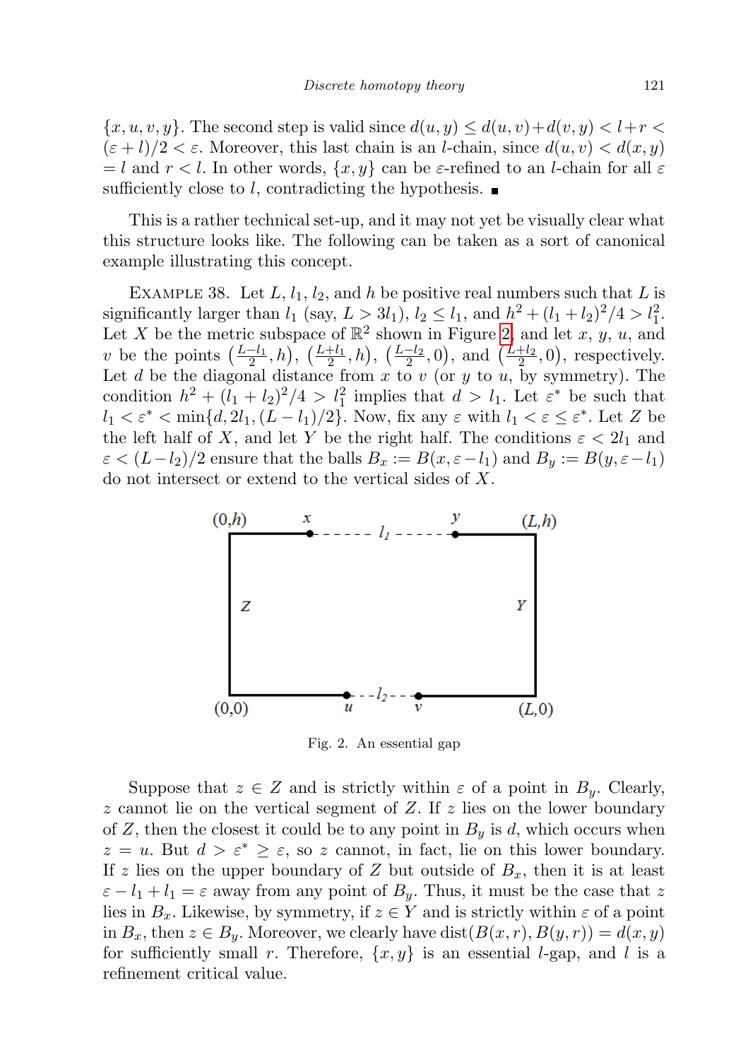$\{x, u, v, y\}$. The second step is valid since $d(u, y) \le d(u, v) + d(v, y) < l + r < (\varepsilon + l)/2 < \varepsilon$. Moreover, this last chain is an $l$-chain, since $d(u, v) < d(x, y) = l$ and $r < l$. In other words, $\{x, y\}$ can be $\varepsilon$-refined to an $l$-chain for all $\varepsilon$ sufficiently close to $l$, contradicting the hypothesis. ■

This is a rather technical set-up, and it may not yet be visually clear what this structure looks like. The following can be taken as a sort of canonical example illustrating this concept.

EXAMPLE 38. Let $L$, $l_1$, $l_2$, and $h$ be positive real numbers such that $L$ is significantly larger than $l_1$ (say, $L > 3l_1$), $l_2 \le l_1$, and $h^2 + (l_1 + l_2)^2/4 > l_1^2$. Let $X$ be the metric subspace of $\mathbb{R}^2$ shown in Figure 2, and let $x$, $y$, $u$, and $v$ be the points $\left(\frac{L-l_1}{2}, h\right)$, $\left(\frac{L+l_1}{2}, h\right)$, $\left(\frac{L-l_2}{2}, 0\right)$, and $\left(\frac{L+l_2}{2}, 0\right)$, respectively. Let $d$ be the diagonal distance from $x$ to $v$ (or $y$ to $u$, by symmetry). The condition $h^2 + (l_1 + l_2)^2/4 > l_1^2$ implies that $d > l_1$. Let $\varepsilon^*$ be such that $l_1 < \varepsilon^* < \min\{d, 2l_1, (L - l_1)/2\}$. Now, fix any $\varepsilon$ with $l_1 < \varepsilon \le \varepsilon^*$. Let $Z$ be the left half of $X$, and let $Y$ be the right half. The conditions $\varepsilon < 2l_1$ and $\varepsilon < (L - l_2)/2$ ensure that the balls $B_x := B(x, \varepsilon - l_1)$ and $B_y := B(y, \varepsilon - l_1)$ do not intersect or extend to the vertical sides of $X$.

Fig. 2. An essential gap

Suppose that $z \in Z$ and is strictly within $\varepsilon$ of a point in $B_y$. Clearly, $z$ cannot lie on the vertical segment of $Z$. If $z$ lies on the lower boundary of $Z$, then the closest it could be to any point in $B_y$ is $d$, which occurs when $z = u$. But $d > \varepsilon^* \ge \varepsilon$, so $z$ cannot, in fact, lie on this lower boundary. If $z$ lies on the upper boundary of $Z$ but outside of $B_x$, then it is at least $\varepsilon - l_1 + l_1 = \varepsilon$ away from any point of $B_y$. Thus, it must be the case that $z$ lies in $B_x$. Likewise, by symmetry, if $z \in Y$ and is strictly within $\varepsilon$ of a point in $B_x$, then $z \in B_y$. Moreover, we clearly have $\operatorname{dist}(B(x, r), B(y, r)) = d(x, y)$ for sufficiently small $r$. Therefore, $\{x, y\}$ is an essential $l$-gap, and $l$ is a refinement critical value.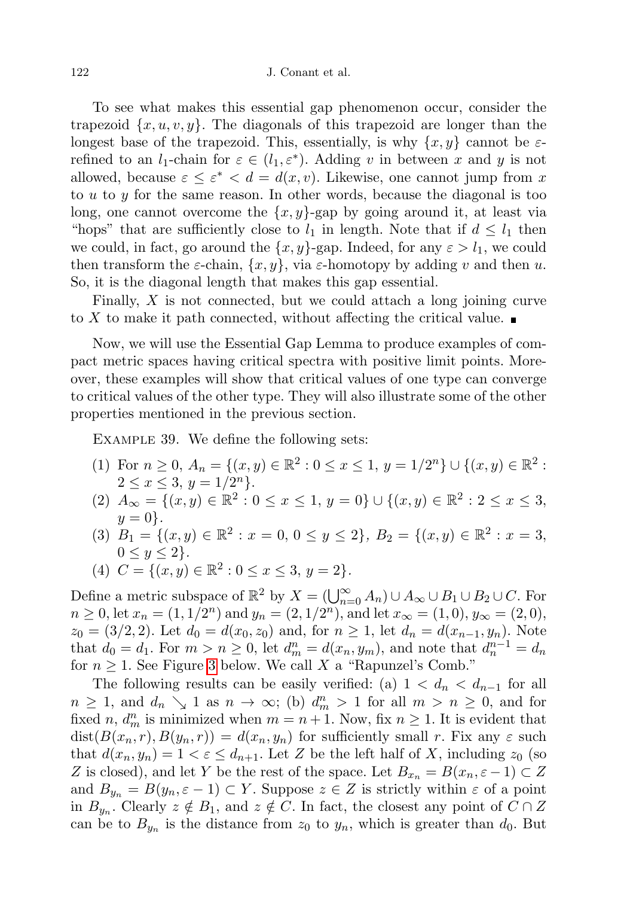To see what makes this essential gap phenomenon occur, consider the trapezoid $\{x, u, v, y\}$. The diagonals of this trapezoid are longer than the longest base of the trapezoid. This, essentially, is why $\{x, y\}$ cannot be $\varepsilon$-refined to an $l_1$-chain for $\varepsilon \in (l_1, \varepsilon^*)$. Adding $v$ in between $x$ and $y$ is not allowed, because $\varepsilon \leq \varepsilon^* < d = d(x, v)$. Likewise, one cannot jump from $x$ to $u$ to $y$ for the same reason. In other words, because the diagonal is too long, one cannot overcome the $\{x, y\}$-gap by going around it, at least via "hops" that are sufficiently close to $l_1$ in length. Note that if $d \leq l_1$ then we could, in fact, go around the $\{x, y\}$-gap. Indeed, for any $\varepsilon > l_1$, we could then transform the $\varepsilon$-chain, $\{x, y\}$, via $\varepsilon$-homotopy by adding $v$ and then $u$. So, it is the diagonal length that makes this gap essential.

Finally, $X$ is not connected, but we could attach a long joining curve to $X$ to make it path connected, without affecting the critical value. ■

Now, we will use the Essential Gap Lemma to produce examples of compact metric spaces having critical spectra with positive limit points. Moreover, these examples will show that critical values of one type can converge to critical values of the other type. They will also illustrate some of the other properties mentioned in the previous section.

Example 39. We define the following sets:

(1) For $n \geq 0$, $A_n = \{(x, y) \in \mathbb{R}^2 : 0 \leq x \leq 1,\ y = 1/2^n\} \cup \{(x, y) \in \mathbb{R}^2 : 2 \leq x \leq 3,\ y = 1/2^n\}$.
(2) $A_\infty = \{(x, y) \in \mathbb{R}^2 : 0 \leq x \leq 1,\ y = 0\} \cup \{(x, y) \in \mathbb{R}^2 : 2 \leq x \leq 3,\ y = 0\}$.
(3) $B_1 = \{(x, y) \in \mathbb{R}^2 : x = 0,\ 0 \leq y \leq 2\}$, $B_2 = \{(x, y) \in \mathbb{R}^2 : x = 3,\ 0 \leq y \leq 2\}$.
(4) $C = \{(x, y) \in \mathbb{R}^2 : 0 \leq x \leq 3,\ y = 2\}$.

Define a metric subspace of $\mathbb{R}^2$ by $X = (\bigcup_{n=0}^\infty A_n) \cup A_\infty \cup B_1 \cup B_2 \cup C$. For $n \geq 0$, let $x_n = (1, 1/2^n)$ and $y_n = (2, 1/2^n)$, and let $x_\infty = (1, 0)$, $y_\infty = (2, 0)$, $z_0 = (3/2, 2)$. Let $d_0 = d(x_0, z_0)$ and, for $n \geq 1$, let $d_n = d(x_{n-1}, y_n)$. Note that $d_0 = d_1$. For $m > n \geq 0$, let $d_m^n = d(x_n, y_m)$, and note that $d_n^{n-1} = d_n$ for $n \geq 1$. See Figure 3 below. We call $X$ a "Rapunzel's Comb."

The following results can be easily verified: (a) $1 < d_n < d_{n-1}$ for all $n \geq 1$, and $d_n \searrow 1$ as $n \to \infty$; (b) $d_m^n > 1$ for all $m > n \geq 0$, and for fixed $n$, $d_m^n$ is minimized when $m = n + 1$. Now, fix $n \geq 1$. It is evident that $\operatorname{dist}(B(x_n, r), B(y_n, r)) = d(x_n, y_n)$ for sufficiently small $r$. Fix any $\varepsilon$ such that $d(x_n, y_n) = 1 < \varepsilon \leq d_{n+1}$. Let $Z$ be the left half of $X$, including $z_0$ (so $Z$ is closed), and let $Y$ be the rest of the space. Let $B_{x_n} = B(x_n, \varepsilon - 1) \subset Z$ and $B_{y_n} = B(y_n, \varepsilon - 1) \subset Y$. Suppose $z \in Z$ is strictly within $\varepsilon$ of a point in $B_{y_n}$. Clearly $z \notin B_1$, and $z \notin C$. In fact, the closest any point of $C \cap Z$ can be to $B_{y_n}$ is the distance from $z_0$ to $y_n$, which is greater than $d_0$. But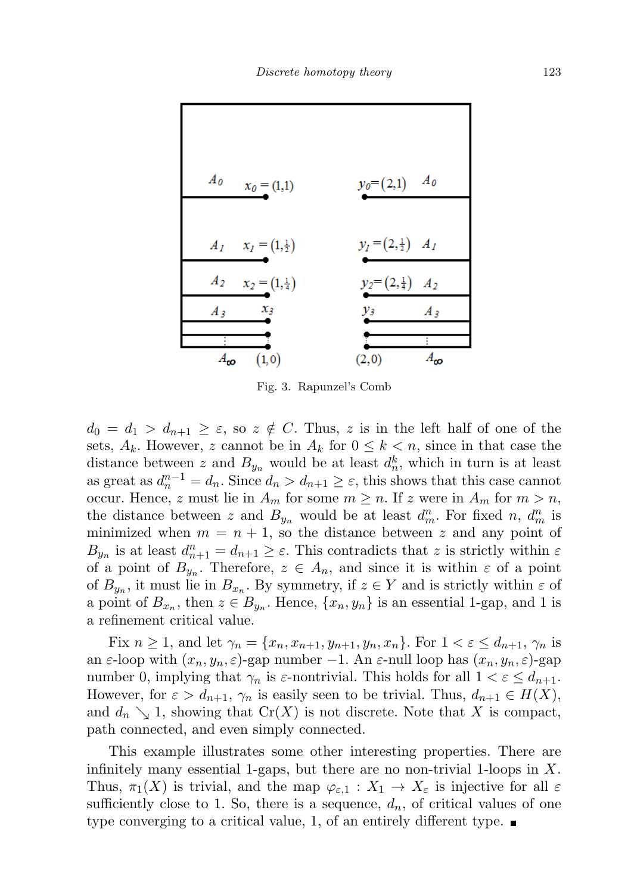Fig. 3. Rapunzel's Comb

$d_0 = d_1 > d_{n+1} \geq \varepsilon$, so $z \notin C$. Thus, $z$ is in the left half of one of the sets, $A_k$. However, $z$ cannot be in $A_k$ for $0 \leq k < n$, since in that case the distance between $z$ and $B_{y_n}$ would be at least $d_n^k$, which in turn is at least as great as $d_n^{n-1} = d_n$. Since $d_n > d_{n+1} \geq \varepsilon$, this shows that this case cannot occur. Hence, $z$ must lie in $A_m$ for some $m \geq n$. If $z$ were in $A_m$ for $m > n$, the distance between $z$ and $B_{y_n}$ would be at least $d_m^n$. For fixed $n$, $d_m^n$ is minimized when $m = n + 1$, so the distance between $z$ and any point of $B_{y_n}$ is at least $d_{n+1}^n = d_{n+1} \geq \varepsilon$. This contradicts that $z$ is strictly within $\varepsilon$ of a point of $B_{y_n}$. Therefore, $z \in A_n$, and since it is within $\varepsilon$ of a point of $B_{y_n}$, it must lie in $B_{x_n}$. By symmetry, if $z \in Y$ and is strictly within $\varepsilon$ of a point of $B_{x_n}$, then $z \in B_{y_n}$. Hence, $\{x_n, y_n\}$ is an essential 1-gap, and 1 is a refinement critical value.

Fix $n \geq 1$, and let $\gamma_n = \{x_n, x_{n+1}, y_{n+1}, y_n, x_n\}$. For $1 < \varepsilon \leq d_{n+1}$, $\gamma_n$ is an $\varepsilon$-loop with $(x_n, y_n, \varepsilon)$-gap number $-1$. An $\varepsilon$-null loop has $(x_n, y_n, \varepsilon)$-gap number 0, implying that $\gamma_n$ is $\varepsilon$-nontrivial. This holds for all $1 < \varepsilon \leq d_{n+1}$. However, for $\varepsilon > d_{n+1}$, $\gamma_n$ is easily seen to be trivial. Thus, $d_{n+1} \in H(X)$, and $d_n \searrow 1$, showing that $\mathrm{Cr}(X)$ is not discrete. Note that $X$ is compact, path connected, and even simply connected.

This example illustrates some other interesting properties. There are infinitely many essential 1-gaps, but there are no non-trivial 1-loops in $X$. Thus, $\pi_1(X)$ is trivial, and the map $\varphi_{\varepsilon,1} : X_1 \to X_\varepsilon$ is injective for all $\varepsilon$ sufficiently close to 1. So, there is a sequence, $d_n$, of critical values of one type converging to a critical value, 1, of an entirely different type. ■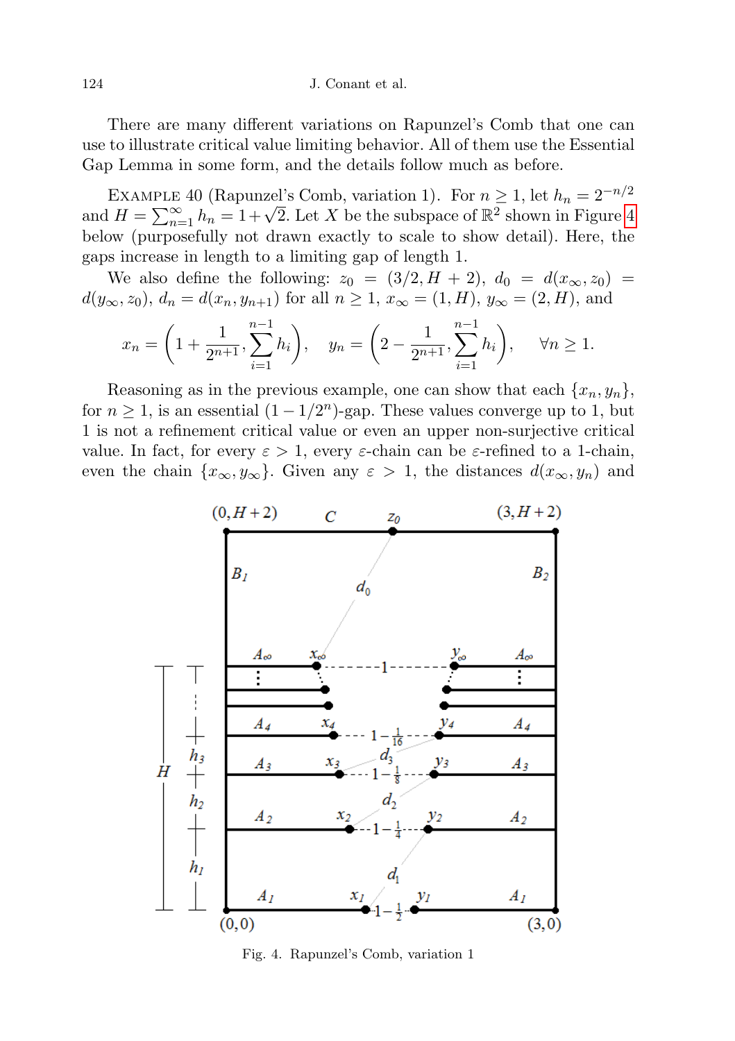There are many different variations on Rapunzel's Comb that one can use to illustrate critical value limiting behavior. All of them use the Essential Gap Lemma in some form, and the details follow much as before.

Example 40 (Rapunzel's Comb, variation 1). For $n \geq 1$, let $h_n = 2^{-n/2}$ and $H = \sum_{n=1}^{\infty} h_n = 1 + \sqrt{2}$. Let $X$ be the subspace of $\mathbb{R}^2$ shown in Figure 4 below (purposefully not drawn exactly to scale to show detail). Here, the gaps increase in length to a limiting gap of length 1.

We also define the following: $z_0 = (3/2, H+2)$, $d_0 = d(x_\infty, z_0) = d(y_\infty, z_0)$, $d_n = d(x_n, y_{n+1})$ for all $n \geq 1$, $x_\infty = (1, H)$, $y_\infty = (2, H)$, and

$$x_n = \left(1 + \frac{1}{2^{n+1}}, \sum_{i=1}^{n-1} h_i\right), \quad y_n = \left(2 - \frac{1}{2^{n+1}}, \sum_{i=1}^{n-1} h_i\right), \quad \forall n \geq 1.$$

Reasoning as in the previous example, one can show that each $\{x_n, y_n\}$, for $n \geq 1$, is an essential $(1 - 1/2^n)$-gap. These values converge up to 1, but 1 is not a refinement critical value or even an upper non-surjective critical value. In fact, for every $\varepsilon > 1$, every $\varepsilon$-chain can be $\varepsilon$-refined to a 1-chain, even the chain $\{x_\infty, y_\infty\}$. Given any $\varepsilon > 1$, the distances $d(x_\infty, y_n)$ and

Fig. 4. Rapunzel's Comb, variation 1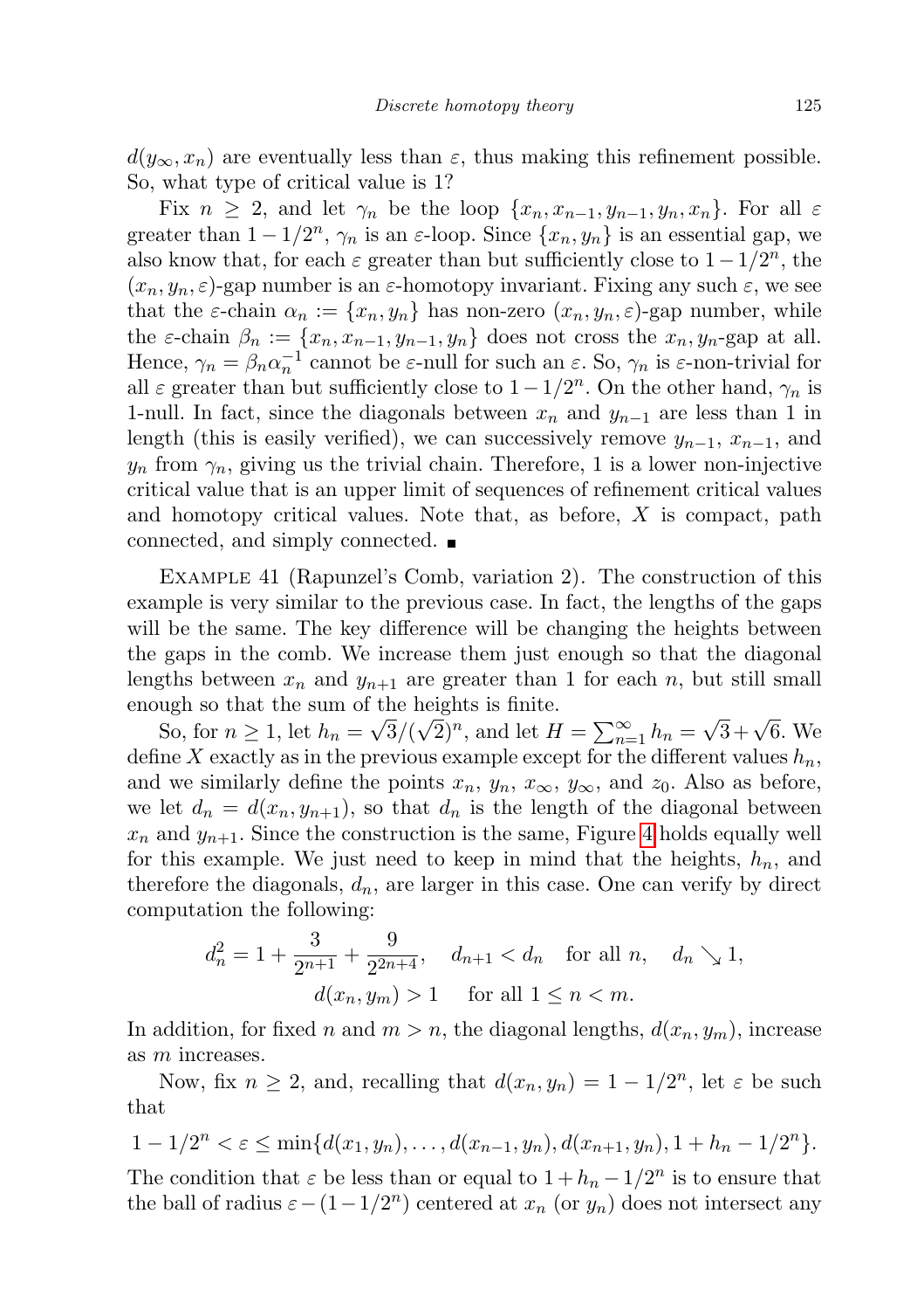$d(y_\infty, x_n)$ are eventually less than $\varepsilon$, thus making this refinement possible. So, what type of critical value is 1?

Fix $n \geq 2$, and let $\gamma_n$ be the loop $\{x_n, x_{n-1}, y_{n-1}, y_n, x_n\}$. For all $\varepsilon$ greater than $1 - 1/2^n$, $\gamma_n$ is an $\varepsilon$-loop. Since $\{x_n, y_n\}$ is an essential gap, we also know that, for each $\varepsilon$ greater than but sufficiently close to $1 - 1/2^n$, the $(x_n, y_n, \varepsilon)$-gap number is an $\varepsilon$-homotopy invariant. Fixing any such $\varepsilon$, we see that the $\varepsilon$-chain $\alpha_n := \{x_n, y_n\}$ has non-zero $(x_n, y_n, \varepsilon)$-gap number, while the $\varepsilon$-chain $\beta_n := \{x_n, x_{n-1}, y_{n-1}, y_n\}$ does not cross the $x_n, y_n$-gap at all. Hence, $\gamma_n = \beta_n \alpha_n^{-1}$ cannot be $\varepsilon$-null for such an $\varepsilon$. So, $\gamma_n$ is $\varepsilon$-non-trivial for all $\varepsilon$ greater than but sufficiently close to $1 - 1/2^n$. On the other hand, $\gamma_n$ is 1-null. In fact, since the diagonals between $x_n$ and $y_{n-1}$ are less than 1 in length (this is easily verified), we can successively remove $y_{n-1}$, $x_{n-1}$, and $y_n$ from $\gamma_n$, giving us the trivial chain. Therefore, 1 is a lower non-injective critical value that is an upper limit of sequences of refinement critical values and homotopy critical values. Note that, as before, $X$ is compact, path connected, and simply connected. ∎

Example 41 (Rapunzel's Comb, variation 2). The construction of this example is very similar to the previous case. In fact, the lengths of the gaps will be the same. The key difference will be changing the heights between the gaps in the comb. We increase them just enough so that the diagonal lengths between $x_n$ and $y_{n+1}$ are greater than 1 for each $n$, but still small enough so that the sum of the heights is finite.

So, for $n \geq 1$, let $h_n = \sqrt{3}/(\sqrt{2})^n$, and let $H = \sum_{n=1}^{\infty} h_n = \sqrt{3} + \sqrt{6}$. We define $X$ exactly as in the previous example except for the different values $h_n$, and we similarly define the points $x_n$, $y_n$, $x_\infty$, $y_\infty$, and $z_0$. Also as before, we let $d_n = d(x_n, y_{n+1})$, so that $d_n$ is the length of the diagonal between $x_n$ and $y_{n+1}$. Since the construction is the same, Figure 4 holds equally well for this example. We just need to keep in mind that the heights, $h_n$, and therefore the diagonals, $d_n$, are larger in this case. One can verify by direct computation the following:

$$d_n^2 = 1 + \frac{3}{2^{n+1}} + \frac{9}{2^{2n+4}}, \quad d_{n+1} < d_n \quad \text{for all } n, \quad d_n \searrow 1,$$
$$d(x_n, y_m) > 1 \quad \text{for all } 1 \leq n < m.$$

In addition, for fixed $n$ and $m > n$, the diagonal lengths, $d(x_n, y_m)$, increase as $m$ increases.

Now, fix $n \geq 2$, and, recalling that $d(x_n, y_n) = 1 - 1/2^n$, let $\varepsilon$ be such that

$$1 - 1/2^n < \varepsilon \leq \min\{d(x_1, y_n), \ldots, d(x_{n-1}, y_n), d(x_{n+1}, y_n), 1 + h_n - 1/2^n\}.$$

The condition that $\varepsilon$ be less than or equal to $1 + h_n - 1/2^n$ is to ensure that the ball of radius $\varepsilon - (1 - 1/2^n)$ centered at $x_n$ (or $y_n$) does not intersect any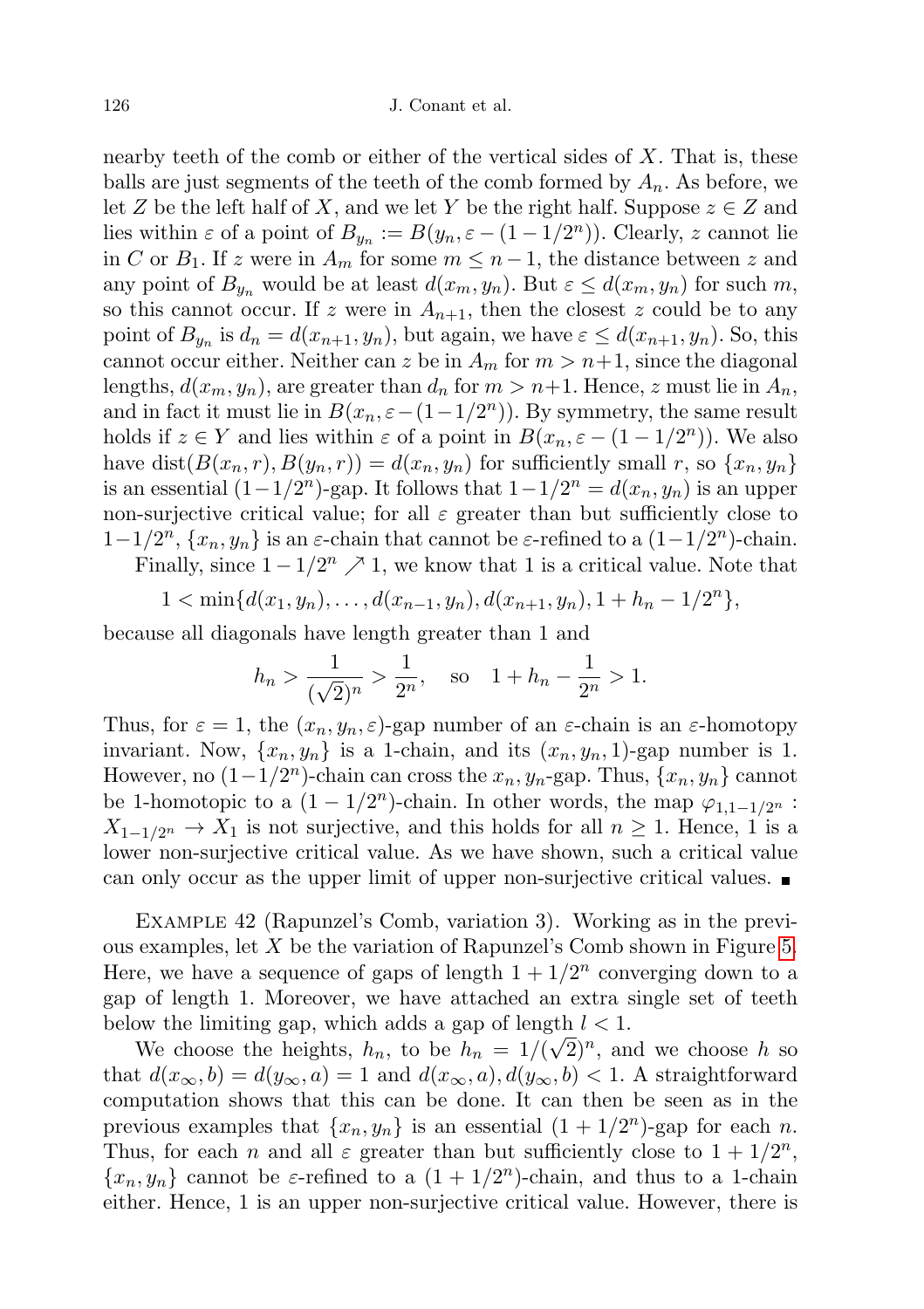nearby teeth of the comb or either of the vertical sides of $X$. That is, these balls are just segments of the teeth of the comb formed by $A_n$. As before, we let $Z$ be the left half of $X$, and we let $Y$ be the right half. Suppose $z \in Z$ and lies within $\varepsilon$ of a point of $B_{y_n} := B(y_n, \varepsilon - (1 - 1/2^n))$. Clearly, $z$ cannot lie in $C$ or $B_1$. If $z$ were in $A_m$ for some $m \le n-1$, the distance between $z$ and any point of $B_{y_n}$ would be at least $d(x_m, y_n)$. But $\varepsilon \le d(x_m, y_n)$ for such $m$, so this cannot occur. If $z$ were in $A_{n+1}$, then the closest $z$ could be to any point of $B_{y_n}$ is $d_n = d(x_{n+1}, y_n)$, but again, we have $\varepsilon \le d(x_{n+1}, y_n)$. So, this cannot occur either. Neither can $z$ be in $A_m$ for $m > n+1$, since the diagonal lengths, $d(x_m, y_n)$, are greater than $d_n$ for $m > n+1$. Hence, $z$ must lie in $A_n$, and in fact it must lie in $B(x_n, \varepsilon - (1 - 1/2^n))$. By symmetry, the same result holds if $z \in Y$ and lies within $\varepsilon$ of a point in $B(x_n, \varepsilon - (1 - 1/2^n))$. We also have $\mathrm{dist}(B(x_n, r), B(y_n, r)) = d(x_n, y_n)$ for sufficiently small $r$, so $\{x_n, y_n\}$ is an essential $(1 - 1/2^n)$-gap. It follows that $1 - 1/2^n = d(x_n, y_n)$ is an upper non-surjective critical value; for all $\varepsilon$ greater than but sufficiently close to $1 - 1/2^n$, $\{x_n, y_n\}$ is an $\varepsilon$-chain that cannot be $\varepsilon$-refined to a $(1 - 1/2^n)$-chain.

Finally, since $1 - 1/2^n \nearrow 1$, we know that 1 is a critical value. Note that

$$1 < \min\{d(x_1, y_n), \dots, d(x_{n-1}, y_n), d(x_{n+1}, y_n), 1 + h_n - 1/2^n\},$$

because all diagonals have length greater than 1 and

$$h_n > \frac{1}{(\sqrt{2})^n} > \frac{1}{2^n}, \quad \text{so} \quad 1 + h_n - \frac{1}{2^n} > 1.$$

Thus, for $\varepsilon = 1$, the $(x_n, y_n, \varepsilon)$-gap number of an $\varepsilon$-chain is an $\varepsilon$-homotopy invariant. Now, $\{x_n, y_n\}$ is a 1-chain, and its $(x_n, y_n, 1)$-gap number is 1. However, no $(1 - 1/2^n)$-chain can cross the $x_n, y_n$-gap. Thus, $\{x_n, y_n\}$ cannot be 1-homotopic to a $(1 - 1/2^n)$-chain. In other words, the map $\varphi_{1,1-1/2^n} : X_{1-1/2^n} \to X_1$ is not surjective, and this holds for all $n \ge 1$. Hence, 1 is a lower non-surjective critical value. As we have shown, such a critical value can only occur as the upper limit of upper non-surjective critical values. ■

Example 42 (Rapunzel's Comb, variation 3). Working as in the previous examples, let $X$ be the variation of Rapunzel's Comb shown in Figure 5. Here, we have a sequence of gaps of length $1 + 1/2^n$ converging down to a gap of length 1. Moreover, we have attached an extra single set of teeth below the limiting gap, which adds a gap of length $l < 1$.

We choose the heights, $h_n$, to be $h_n = 1/(\sqrt{2})^n$, and we choose $h$ so that $d(x_\infty, b) = d(y_\infty, a) = 1$ and $d(x_\infty, a), d(y_\infty, b) < 1$. A straightforward computation shows that this can be done. It can then be seen as in the previous examples that $\{x_n, y_n\}$ is an essential $(1 + 1/2^n)$-gap for each $n$. Thus, for each $n$ and all $\varepsilon$ greater than but sufficiently close to $1 + 1/2^n$, $\{x_n, y_n\}$ cannot be $\varepsilon$-refined to a $(1 + 1/2^n)$-chain, and thus to a 1-chain either. Hence, 1 is an upper non-surjective critical value. However, there is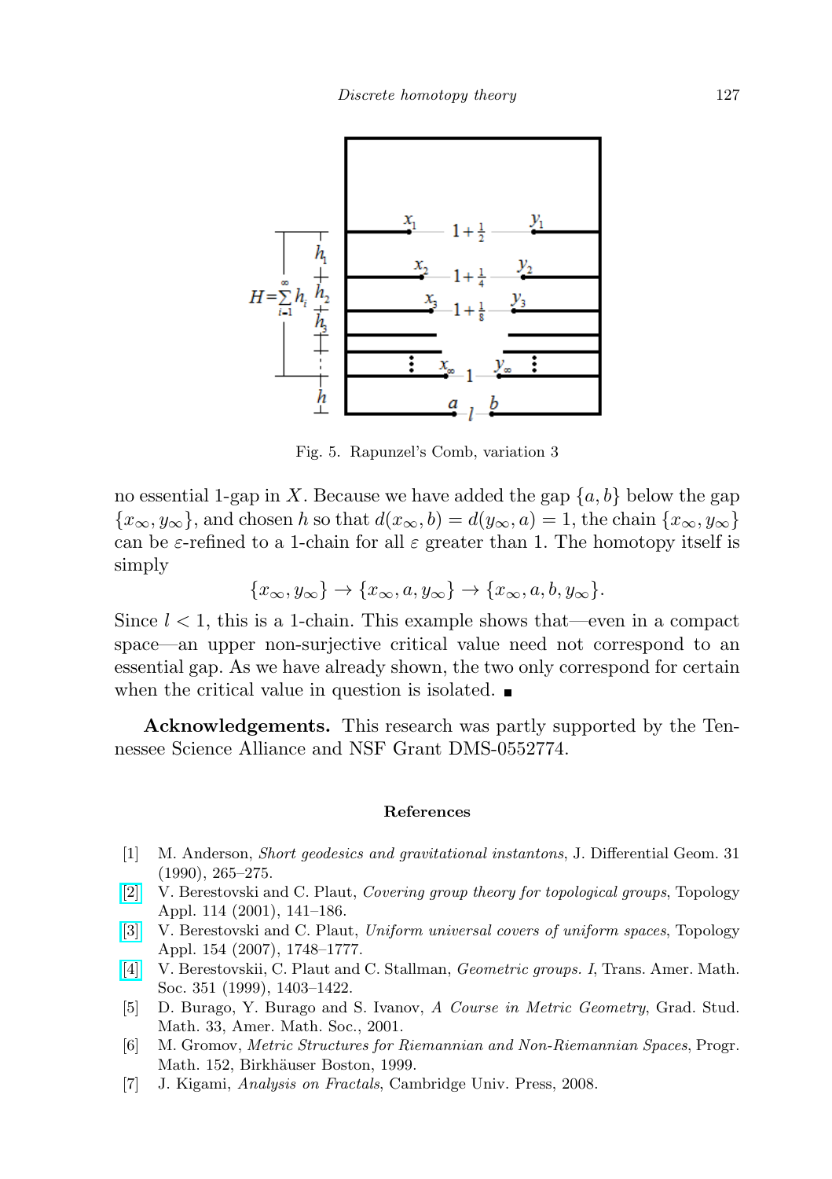Fig. 5. Rapunzel's Comb, variation 3

no essential 1-gap in $X$. Because we have added the gap $\{a, b\}$ below the gap $\{x_\infty, y_\infty\}$, and chosen $h$ so that $d(x_\infty, b) = d(y_\infty, a) = 1$, the chain $\{x_\infty, y_\infty\}$ can be $\varepsilon$-refined to a 1-chain for all $\varepsilon$ greater than 1. The homotopy itself is simply

$$\{x_\infty, y_\infty\} \to \{x_\infty, a, y_\infty\} \to \{x_\infty, a, b, y_\infty\}.$$

Since $l < 1$, this is a 1-chain. This example shows that—even in a compact space—an upper non-surjective critical value need not correspond to an essential gap. As we have already shown, the two only correspond for certain when the critical value in question is isolated. ■

**Acknowledgements.** This research was partly supported by the Tennessee Science Alliance and NSF Grant DMS-0552774.

## References

[1] M. Anderson, *Short geodesics and gravitational instantons*, J. Differential Geom. 31 (1990), 265–275.

[2] V. Berestovski and C. Plaut, *Covering group theory for topological groups*, Topology Appl. 114 (2001), 141–186.

[3] V. Berestovski and C. Plaut, *Uniform universal covers of uniform spaces*, Topology Appl. 154 (2007), 1748–1777.

[4] V. Berestovskii, C. Plaut and C. Stallman, *Geometric groups. I*, Trans. Amer. Math. Soc. 351 (1999), 1403–1422.

[5] D. Burago, Y. Burago and S. Ivanov, *A Course in Metric Geometry*, Grad. Stud. Math. 33, Amer. Math. Soc., 2001.

[6] M. Gromov, *Metric Structures for Riemannian and Non-Riemannian Spaces*, Progr. Math. 152, Birkhäuser Boston, 1999.

[7] J. Kigami, *Analysis on Fractals*, Cambridge Univ. Press, 2008.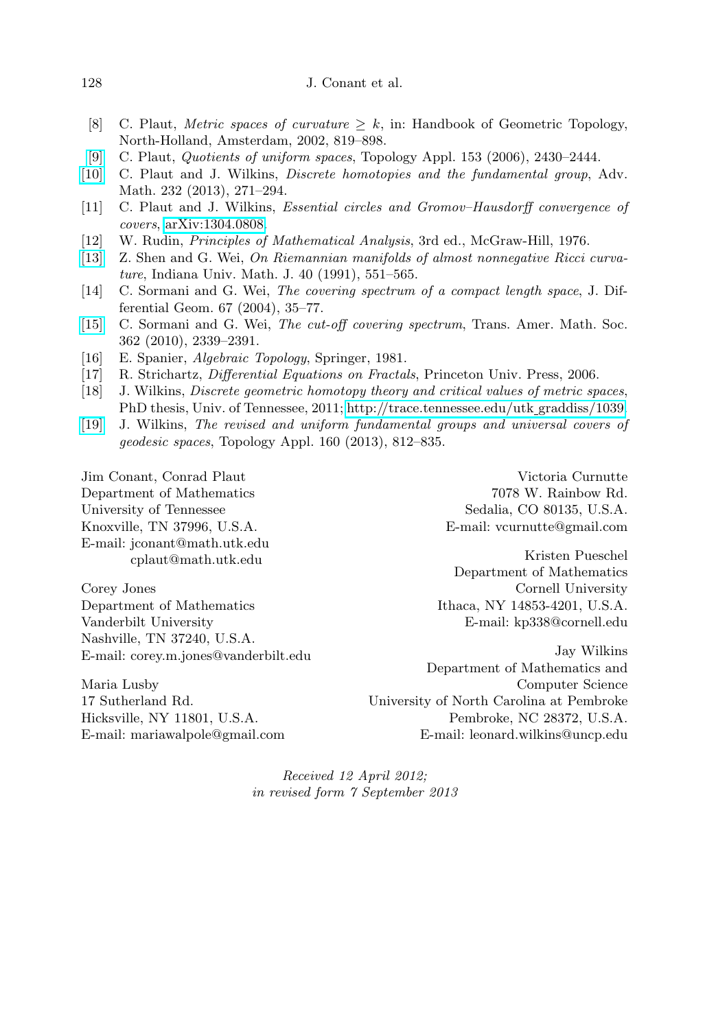[8] C. Plaut, *Metric spaces of curvature $\geq k$*, in: Handbook of Geometric Topology, North-Holland, Amsterdam, 2002, 819–898.

[9] C. Plaut, *Quotients of uniform spaces*, Topology Appl. 153 (2006), 2430–2444.

[10] C. Plaut and J. Wilkins, *Discrete homotopies and the fundamental group*, Adv. Math. 232 (2013), 271–294.

[11] C. Plaut and J. Wilkins, *Essential circles and Gromov–Hausdorff convergence of covers*, arXiv:1304.0808.

[12] W. Rudin, *Principles of Mathematical Analysis*, 3rd ed., McGraw-Hill, 1976.

[13] Z. Shen and G. Wei, *On Riemannian manifolds of almost nonnegative Ricci curvature*, Indiana Univ. Math. J. 40 (1991), 551–565.

[14] C. Sormani and G. Wei, *The covering spectrum of a compact length space*, J. Differential Geom. 67 (2004), 35–77.

[15] C. Sormani and G. Wei, *The cut-off covering spectrum*, Trans. Amer. Math. Soc. 362 (2010), 2339–2391.

[16] E. Spanier, *Algebraic Topology*, Springer, 1981.

[17] R. Strichartz, *Differential Equations on Fractals*, Princeton Univ. Press, 2006.

[18] J. Wilkins, *Discrete geometric homotopy theory and critical values of metric spaces*, PhD thesis, Univ. of Tennessee, 2011; http://trace.tennessee.edu/utk_graddiss/1039.

[19] J. Wilkins, *The revised and uniform fundamental groups and universal covers of geodesic spaces*, Topology Appl. 160 (2013), 812–835.

Jim Conant, Conrad Plaut
Department of Mathematics
University of Tennessee
Knoxville, TN 37996, U.S.A.
E-mail: jconant@math.utk.edu
cplaut@math.utk.edu

Corey Jones
Department of Mathematics
Vanderbilt University
Nashville, TN 37240, U.S.A.
E-mail: corey.m.jones@vanderbilt.edu

Maria Lusby
17 Sutherland Rd.
Hicksville, NY 11801, U.S.A.
E-mail: mariawalpole@gmail.com

Victoria Curnutte
7078 W. Rainbow Rd.
Sedalia, CO 80135, U.S.A.
E-mail: vcurnutte@gmail.com

Kristen Pueschel
Department of Mathematics
Cornell University
Ithaca, NY 14853-4201, U.S.A.
E-mail: kp338@cornell.edu

Jay Wilkins
Department of Mathematics and
Computer Science
University of North Carolina at Pembroke
Pembroke, NC 28372, U.S.A.
E-mail: leonard.wilkins@uncp.edu

*Received 12 April 2012;*
*in revised form 7 September 2013*